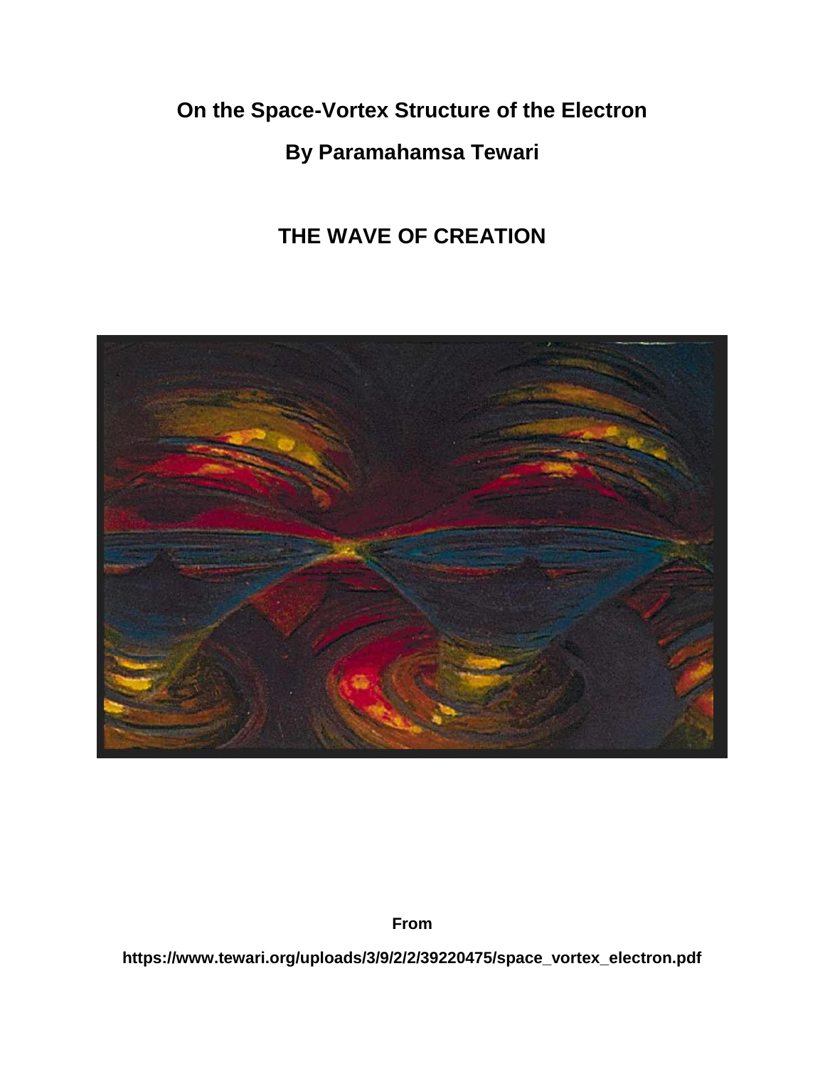# On the Space-Vortex Structure of the Electron

## By Paramahamsa Tewari

## THE WAVE OF CREATION

**From**

**https://www.tewari.org/uploads/3/9/2/2/39220475/space_vortex_electron.pdf**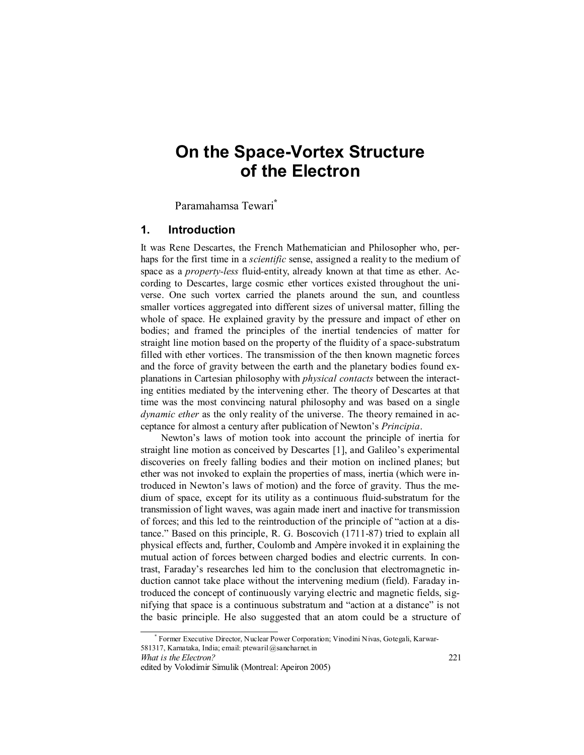# On the Space-Vortex Structure of the Electron

Paramahamsa Tewari*

## 1. Introduction

It was Rene Descartes, the French Mathematician and Philosopher who, perhaps for the first time in a *scientific* sense, assigned a reality to the medium of space as a *property-less* fluid-entity, already known at that time as ether. According to Descartes, large cosmic ether vortices existed throughout the universe. One such vortex carried the planets around the sun, and countless smaller vortices aggregated into different sizes of universal matter, filling the whole of space. He explained gravity by the pressure and impact of ether on bodies; and framed the principles of the inertial tendencies of matter for straight line motion based on the property of the fluidity of a space-substratum filled with ether vortices. The transmission of the then known magnetic forces and the force of gravity between the earth and the planetary bodies found explanations in Cartesian philosophy with *physical contacts* between the interacting entities mediated by the intervening ether. The theory of Descartes at that time was the most convincing natural philosophy and was based on a single *dynamic ether* as the only reality of the universe. The theory remained in acceptance for almost a century after publication of Newton's *Principia*.

Newton's laws of motion took into account the principle of inertia for straight line motion as conceived by Descartes [1], and Galileo's experimental discoveries on freely falling bodies and their motion on inclined planes; but ether was not invoked to explain the properties of mass, inertia (which were introduced in Newton's laws of motion) and the force of gravity. Thus the medium of space, except for its utility as a continuous fluid-substratum for the transmission of light waves, was again made inert and inactive for transmission of forces; and this led to the reintroduction of the principle of "action at a distance." Based on this principle, R. G. Boscovich (1711-87) tried to explain all physical effects and, further, Coulomb and Ampère invoked it in explaining the mutual action of forces between charged bodies and electric currents. In contrast, Faraday's researches led him to the conclusion that electromagnetic induction cannot take place without the intervening medium (field). Faraday introduced the concept of continuously varying electric and magnetic fields, signifying that space is a continuous substratum and "action at a distance" is not the basic principle. He also suggested that an atom could be a structure of

---

\* Former Executive Director, Nuclear Power Corporation; Vinodini Nivas, Gotegali, Karwar-581317, Karnataka, India; email: ptewari1@sancharnet.in

*What is the Electron?*
edited by Volodimir Simulik (Montreal: Apeiron 2005)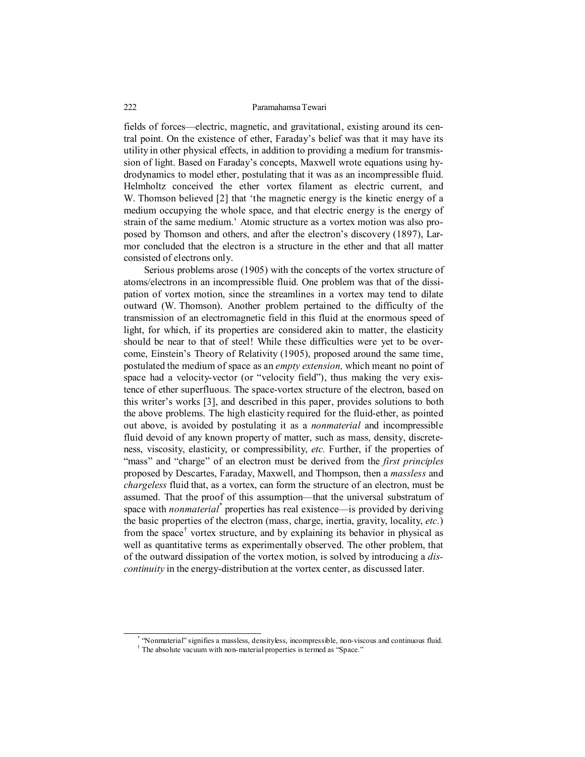fields of forces—electric, magnetic, and gravitational, existing around its central point. On the existence of ether, Faraday's belief was that it may have its utility in other physical effects, in addition to providing a medium for transmission of light. Based on Faraday's concepts, Maxwell wrote equations using hydrodynamics to model ether, postulating that it was as an incompressible fluid. Helmholtz conceived the ether vortex filament as electric current, and W. Thomson believed [2] that 'the magnetic energy is the kinetic energy of a medium occupying the whole space, and that electric energy is the energy of strain of the same medium.' Atomic structure as a vortex motion was also proposed by Thomson and others, and after the electron's discovery (1897), Larmor concluded that the electron is a structure in the ether and that all matter consisted of electrons only.

Serious problems arose (1905) with the concepts of the vortex structure of atoms/electrons in an incompressible fluid. One problem was that of the dissipation of vortex motion, since the streamlines in a vortex may tend to dilate outward (W. Thomson). Another problem pertained to the difficulty of the transmission of an electromagnetic field in this fluid at the enormous speed of light, for which, if its properties are considered akin to matter, the elasticity should be near to that of steel! While these difficulties were yet to be overcome, Einstein's Theory of Relativity (1905), proposed around the same time, postulated the medium of space as an *empty extension,* which meant no point of space had a velocity-vector (or "velocity field"), thus making the very existence of ether superfluous. The space-vortex structure of the electron, based on this writer's works [3], and described in this paper, provides solutions to both the above problems. The high elasticity required for the fluid-ether, as pointed out above, is avoided by postulating it as a *nonmaterial* and incompressible fluid devoid of any known property of matter, such as mass, density, discreteness, viscosity, elasticity, or compressibility, *etc.* Further, if the properties of "mass" and "charge" of an electron must be derived from the *first principles* proposed by Descartes, Faraday, Maxwell, and Thompson, then a *massless* and *chargeless* fluid that, as a vortex, can form the structure of an electron, must be assumed. That the proof of this assumption—that the universal substratum of space with *nonmaterial*[*] properties has real existence—is provided by deriving the basic properties of the electron (mass, charge, inertia, gravity, locality, *etc.*) from the space[†] vortex structure, and by explaining its behavior in physical as well as quantitative terms as experimentally observed. The other problem, that of the outward dissipation of the vortex motion, is solved by introducing a *discontinuity* in the energy-distribution at the vortex center, as discussed later.

---

[*] "Nonmaterial" signifies a massless, densityless, incompressible, non-viscous and continuous fluid.

[†] The absolute vacuum with non-material properties is termed as "Space."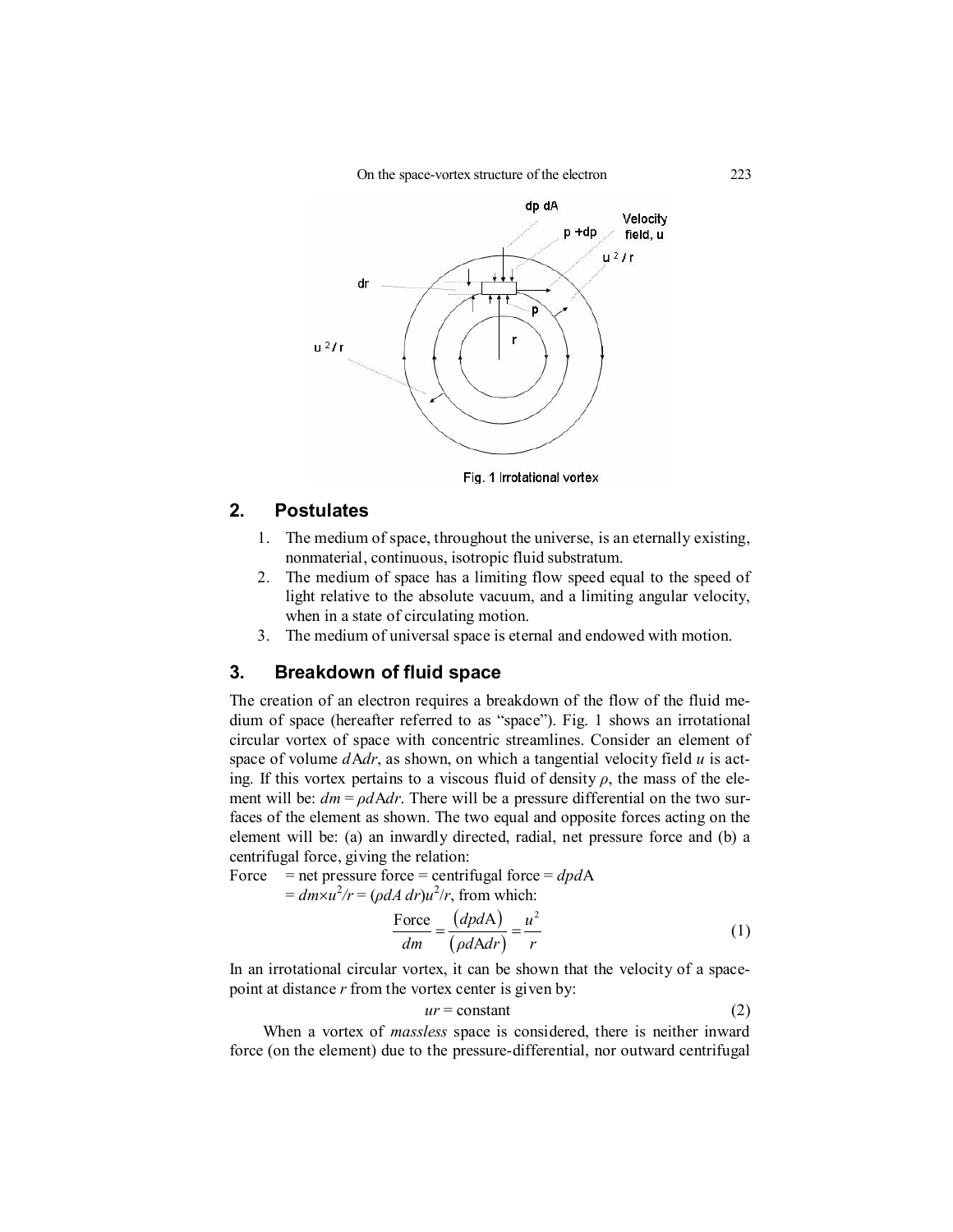Fig. 1 Irrotational vortex

## 2. Postulates

1. The medium of space, throughout the universe, is an eternally existing, nonmaterial, continuous, isotropic fluid substratum.
2. The medium of space has a limiting flow speed equal to the speed of light relative to the absolute vacuum, and a limiting angular velocity, when in a state of circulating motion.
3. The medium of universal space is eternal and endowed with motion.

## 3. Breakdown of fluid space

The creation of an electron requires a breakdown of the flow of the fluid medium of space (hereafter referred to as "space"). Fig. 1 shows an irrotational circular vortex of space with concentric streamlines. Consider an element of space of volume $d\text{A}dr$, as shown, on which a tangential velocity field $u$ is acting. If this vortex pertains to a viscous fluid of density $\rho$, the mass of the element will be: $dm = \rho d\text{A}dr$. There will be a pressure differential on the two surfaces of the element as shown. The two equal and opposite forces acting on the element will be: (a) an inwardly directed, radial, net pressure force and (b) a centrifugal force, giving the relation:

Force = net pressure force = centrifugal force = $dpd\text{A}$
$= dm \times u^2/r = (\rho dA\, dr)u^2/r$, from which:

$$\frac{\text{Force}}{dm} = \frac{(dpd\text{A})}{(\rho d\text{A}dr)} = \frac{u^2}{r} \tag{1}$$

In an irrotational circular vortex, it can be shown that the velocity of a space-point at distance $r$ from the vortex center is given by:

$$ur = \text{constant} \tag{2}$$

When a vortex of *massless* space is considered, there is neither inward force (on the element) due to the pressure-differential, nor outward centrifugal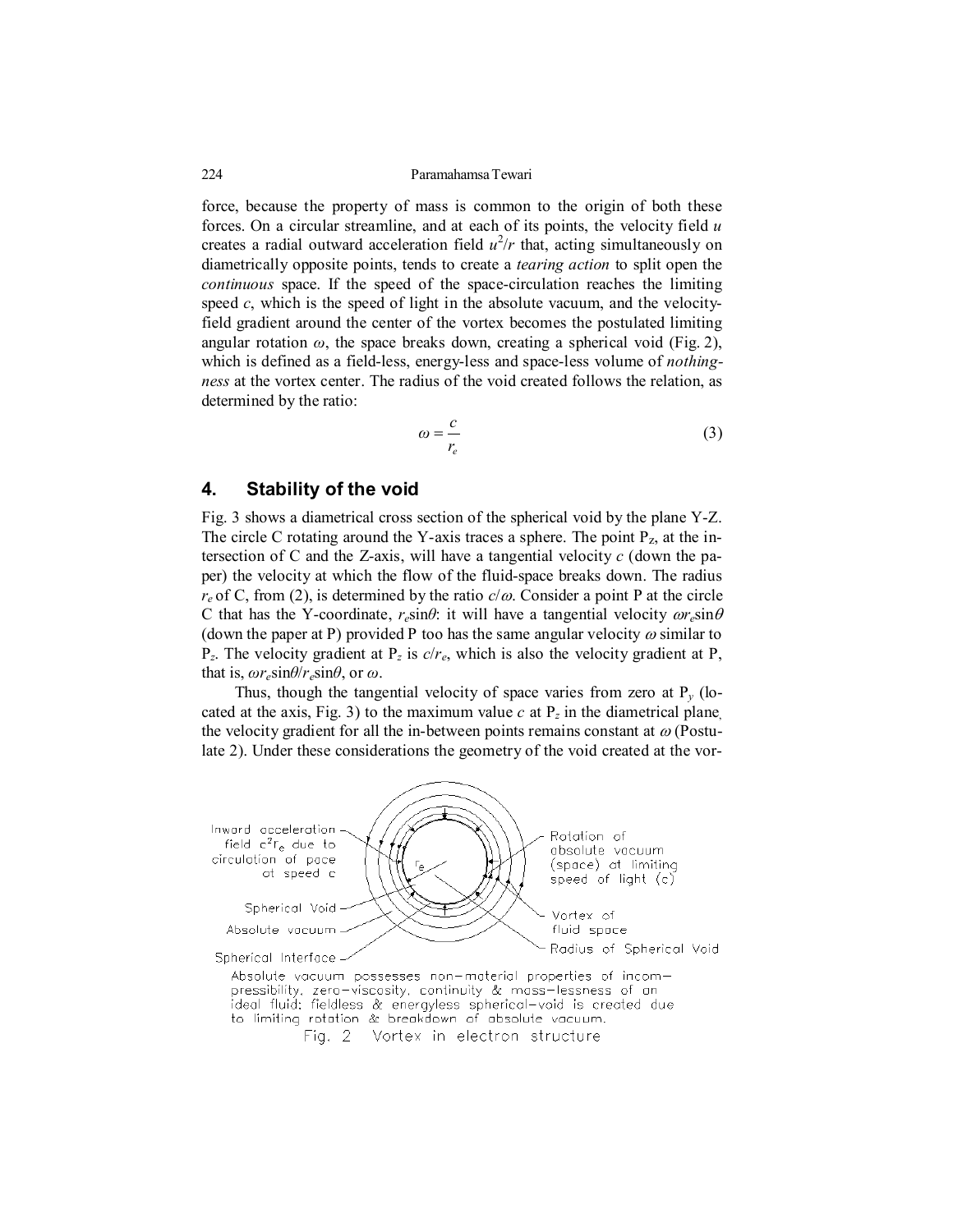force, because the property of mass is common to the origin of both these forces. On a circular streamline, and at each of its points, the velocity field $u$ creates a radial outward acceleration field $u^2/r$ that, acting simultaneously on diametrically opposite points, tends to create a *tearing action* to split open the *continuous* space. If the speed of the space-circulation reaches the limiting speed $c$, which is the speed of light in the absolute vacuum, and the velocity-field gradient around the center of the vortex becomes the postulated limiting angular rotation $\omega$, the space breaks down, creating a spherical void (Fig. 2), which is defined as a field-less, energy-less and space-less volume of *nothingness* at the vortex center. The radius of the void created follows the relation, as determined by the ratio:

$$\omega = \frac{c}{r_e} \tag{3}$$

## 4. Stability of the void

Fig. 3 shows a diametrical cross section of the spherical void by the plane Y-Z. The circle C rotating around the Y-axis traces a sphere. The point $P_z$, at the intersection of C and the Z-axis, will have a tangential velocity $c$ (down the paper) the velocity at which the flow of the fluid-space breaks down. The radius $r_e$ of C, from (2), is determined by the ratio $c/\omega$. Consider a point P at the circle C that has the Y-coordinate, $r_e\sin\theta$: it will have a tangential velocity $\omega r_e\sin\theta$ (down the paper at P) provided P too has the same angular velocity $\omega$ similar to $P_z$. The velocity gradient at $P_z$ is $c/r_e$, which is also the velocity gradient at P, that is, $\omega r_e\sin\theta/r_e\sin\theta$, or $\omega$.

Thus, though the tangential velocity of space varies from zero at $P_y$ (located at the axis, Fig. 3) to the maximum value $c$ at $P_z$ in the diametrical plane, the velocity gradient for all the in-between points remains constant at $\omega$ (Postulate 2). Under these considerations the geometry of the void created at the vor-

Absolute vacuum possesses non-material properties of incompressibility, zero-viscosity, continuity & mass-lessness of an ideal fluid; fieldless & energyless spherical-void is created due to limiting rotation & breakdown of absolute vacuum.

Fig. 2 Vortex in electron structure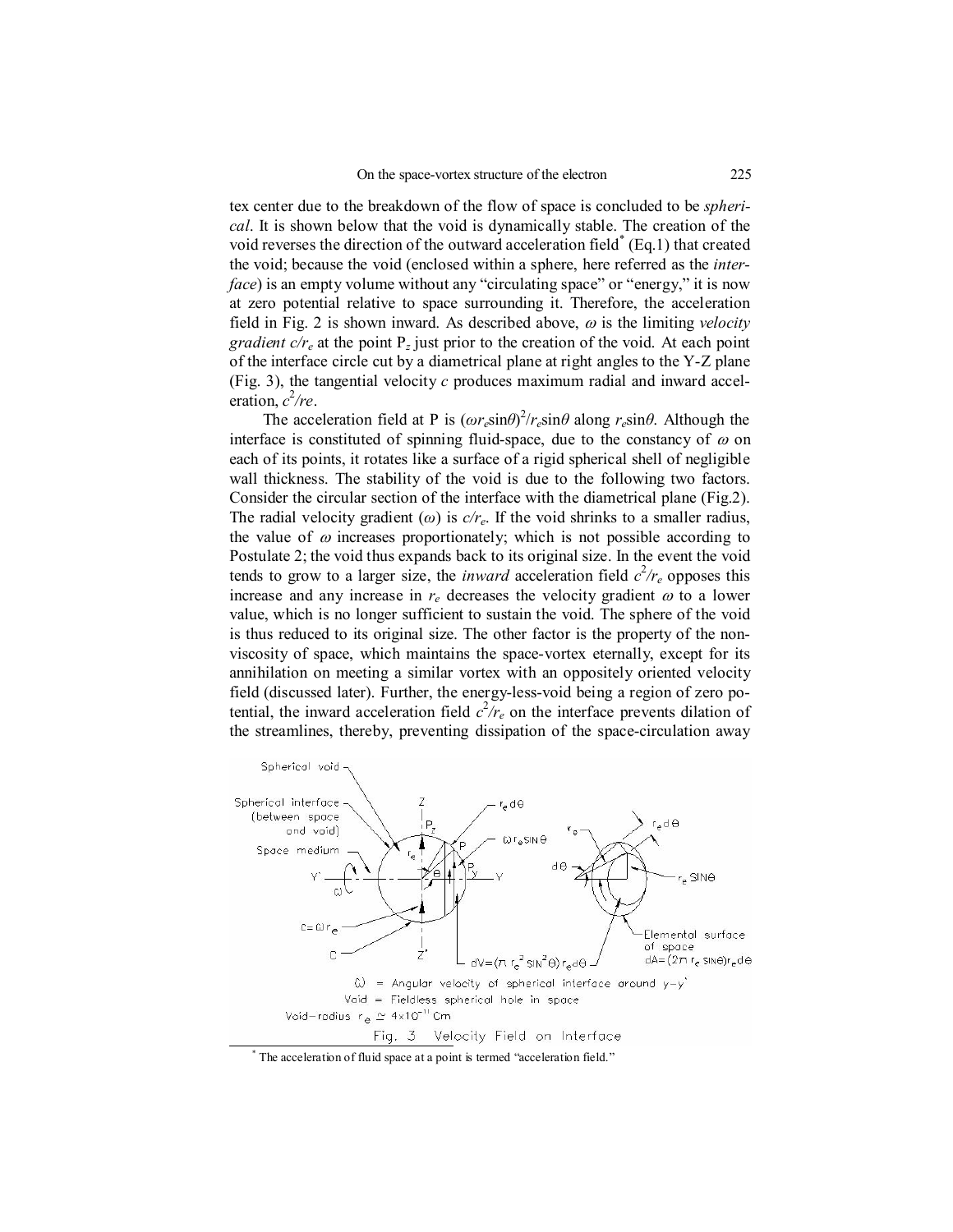tex center due to the breakdown of the flow of space is concluded to be *spherical*. It is shown below that the void is dynamically stable. The creation of the void reverses the direction of the outward acceleration field* (Eq.1) that created the void; because the void (enclosed within a sphere, here referred as the *interface*) is an empty volume without any "circulating space" or "energy," it is now at zero potential relative to space surrounding it. Therefore, the acceleration field in Fig. 2 is shown inward. As described above, $\omega$ is the limiting *velocity gradient* $c/r_e$ at the point $P_z$ just prior to the creation of the void. At each point of the interface circle cut by a diametrical plane at right angles to the Y-Z plane (Fig. 3), the tangential velocity $c$ produces maximum radial and inward acceleration, $c^2/re$.

The acceleration field at P is $(\omega r_e \sin\theta)^2/r_e \sin\theta$ along $r_e \sin\theta$. Although the interface is constituted of spinning fluid-space, due to the constancy of $\omega$ on each of its points, it rotates like a surface of a rigid spherical shell of negligible wall thickness. The stability of the void is due to the following two factors. Consider the circular section of the interface with the diametrical plane (Fig.2). The radial velocity gradient ($\omega$) is $c/r_e$. If the void shrinks to a smaller radius, the value of $\omega$ increases proportionately; which is not possible according to Postulate 2; the void thus expands back to its original size. In the event the void tends to grow to a larger size, the *inward* acceleration field $c^2/r_e$ opposes this increase and any increase in $r_e$ decreases the velocity gradient $\omega$ to a lower value, which is no longer sufficient to sustain the void. The sphere of the void is thus reduced to its original size. The other factor is the property of the non-viscosity of space, which maintains the space-vortex eternally, except for its annihilation on meeting a similar vortex with an oppositely oriented velocity field (discussed later). Further, the energy-less-void being a region of zero potential, the inward acceleration field $c^2/r_e$ on the interface prevents dilation of the streamlines, thereby, preventing dissipation of the space-circulation away

Spherical void; Spherical interface (between space and void); Space medium; $c = \omega r_e$; $r_e d\theta$; $\omega r_e \sin\theta$; $dV = (\pi r_e^2 \sin^2\theta) r_e d\theta$; $r_e \sin\theta$; Elemental surface of space $dA = (2\pi r_e \sin\theta) r_e d\theta$

$\omega$ = Angular velocity of spherical interface around y-y'
Void = Fieldless spherical hole in space
Void-radius $r_e \simeq 4\times10^{-11}$ Cm

Fig. 3 Velocity Field on Interface

* The acceleration of fluid space at a point is termed "acceleration field."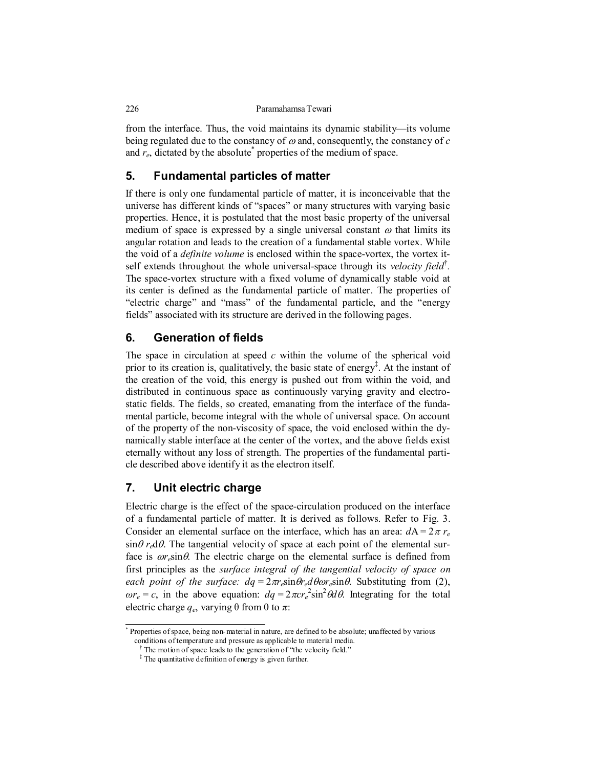from the interface. Thus, the void maintains its dynamic stability—its volume being regulated due to the constancy of $\omega$ and, consequently, the constancy of $c$ and $r_e$, dictated by the absolute* properties of the medium of space.

## 5. Fundamental particles of matter

If there is only one fundamental particle of matter, it is inconceivable that the universe has different kinds of "spaces" or many structures with varying basic properties. Hence, it is postulated that the most basic property of the universal medium of space is expressed by a single universal constant $\omega$ that limits its angular rotation and leads to the creation of a fundamental stable vortex. While the void of a *definite volume* is enclosed within the space-vortex, the vortex itself extends throughout the whole universal-space through its *velocity field*†. The space-vortex structure with a fixed volume of dynamically stable void at its center is defined as the fundamental particle of matter. The properties of "electric charge" and "mass" of the fundamental particle, and the "energy fields" associated with its structure are derived in the following pages.

## 6. Generation of fields

The space in circulation at speed $c$ within the volume of the spherical void prior to its creation is, qualitatively, the basic state of energy‡. At the instant of the creation of the void, this energy is pushed out from within the void, and distributed in continuous space as continuously varying gravity and electrostatic fields. The fields, so created, emanating from the interface of the fundamental particle, become integral with the whole of universal space. On account of the property of the non-viscosity of space, the void enclosed within the dynamically stable interface at the center of the vortex, and the above fields exist eternally without any loss of strength. The properties of the fundamental particle described above identify it as the electron itself.

## 7. Unit electric charge

Electric charge is the effect of the space-circulation produced on the interface of a fundamental particle of matter. It is derived as follows. Refer to Fig. 3. Consider an elemental surface on the interface, which has an area: $dA = 2\pi\, r_e \sin\theta\, r_e d\theta$. The tangential velocity of space at each point of the elemental surface is $\omega r_e \sin\theta$. The electric charge on the elemental surface is defined from first principles as the *surface integral of the tangential velocity of space on each point of the surface:* $dq = 2\pi r_e \sin\theta r_e d\theta \omega r_e \sin\theta$. Substituting from (2), $\omega r_e = c$, in the above equation: $dq = 2\pi c r_e^2 \sin^2\theta d\theta$. Integrating for the total electric charge $q_e$, varying θ from 0 to $\pi$:

---

* Properties of space, being non-material in nature, are defined to be absolute; unaffected by various conditions of temperature and pressure as applicable to material media.

† The motion of space leads to the generation of "the velocity field."

‡ The quantitative definition of energy is given further.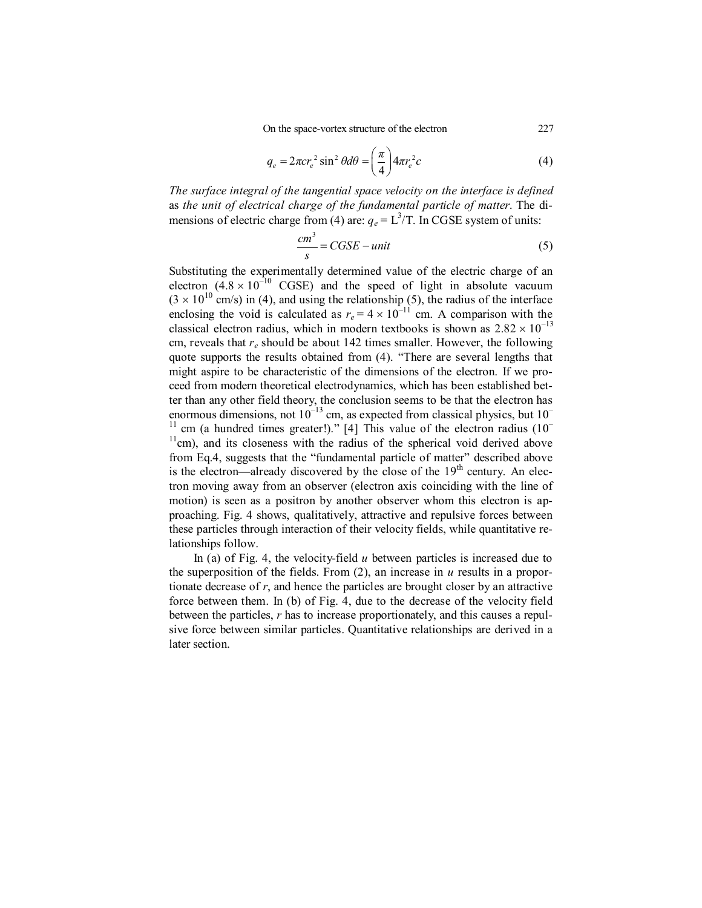$$q_e = 2\pi c r_e^2 \sin^2\theta d\theta = \left(\frac{\pi}{4}\right) 4\pi r_e^2 c \tag{4}$$

*The surface integral of the tangential space velocity on the interface is defined* as *the unit of electrical charge of the fundamental particle of matter*. The dimensions of electric charge from (4) are: $q_e = L^3/T$. In CGSE system of units:

$$\frac{cm^3}{s} = CGSE - unit \tag{5}$$

Substituting the experimentally determined value of the electric charge of an electron ($4.8 \times 10^{-10}$ CGSE) and the speed of light in absolute vacuum ($3 \times 10^{10}$ cm/s) in (4), and using the relationship (5), the radius of the interface enclosing the void is calculated as $r_e = 4 \times 10^{-11}$ cm. A comparison with the classical electron radius, which in modern textbooks is shown as $2.82 \times 10^{-13}$ cm, reveals that $r_e$ should be about 142 times smaller. However, the following quote supports the results obtained from (4). "There are several lengths that might aspire to be characteristic of the dimensions of the electron. If we proceed from modern theoretical electrodynamics, which has been established better than any other field theory, the conclusion seems to be that the electron has enormous dimensions, not $10^{-13}$ cm, as expected from classical physics, but $10^{-11}$ cm (a hundred times greater!)." [4] This value of the electron radius ($10^{-11}$cm), and its closeness with the radius of the spherical void derived above from Eq.4, suggests that the "fundamental particle of matter" described above is the electron—already discovered by the close of the 19th century. An electron moving away from an observer (electron axis coinciding with the line of motion) is seen as a positron by another observer whom this electron is approaching. Fig. 4 shows, qualitatively, attractive and repulsive forces between these particles through interaction of their velocity fields, while quantitative relationships follow.

In (a) of Fig. 4, the velocity-field $u$ between particles is increased due to the superposition of the fields. From (2), an increase in $u$ results in a proportionate decrease of $r$, and hence the particles are brought closer by an attractive force between them. In (b) of Fig. 4, due to the decrease of the velocity field between the particles, $r$ has to increase proportionately, and this causes a repulsive force between similar particles. Quantitative relationships are derived in a later section.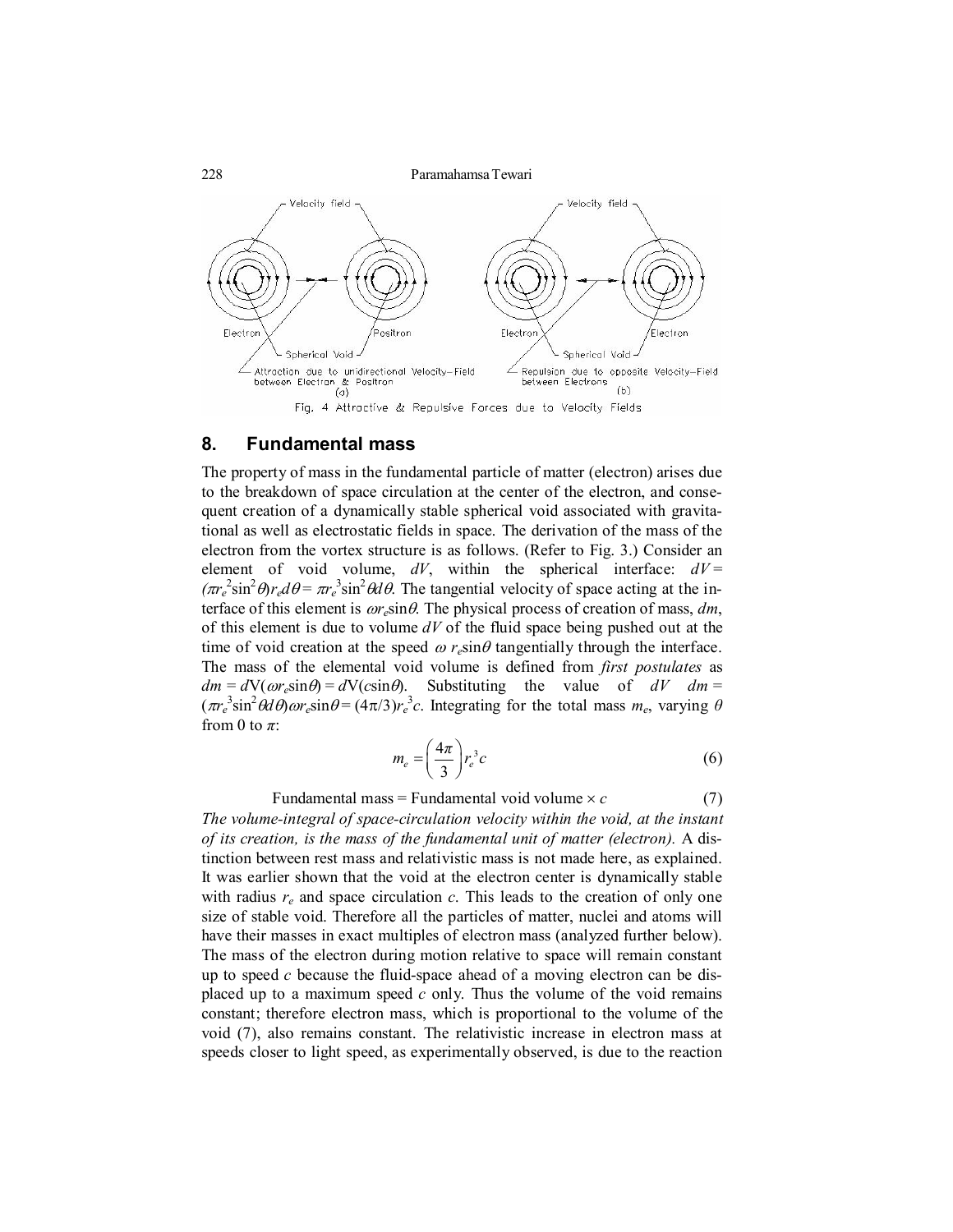Fig. 4 Attractive & Repulsive Forces due to Velocity Fields

## 8. Fundamental mass

The property of mass in the fundamental particle of matter (electron) arises due to the breakdown of space circulation at the center of the electron, and consequent creation of a dynamically stable spherical void associated with gravitational as well as electrostatic fields in space. The derivation of the mass of the electron from the vortex structure is as follows. (Refer to Fig. 3.) Consider an element of void volume, $dV$, within the spherical interface: $dV = (\pi r_e^2 \sin^2\theta) r_e d\theta = \pi r_e^3 \sin^2\theta d\theta$. The tangential velocity of space acting at the interface of this element is $\omega r_e \sin\theta$. The physical process of creation of mass, $dm$, of this element is due to volume $dV$ of the fluid space being pushed out at the time of void creation at the speed $\omega\, r_e \sin\theta$ tangentially through the interface. The mass of the elemental void volume is defined from *first postulates* as $dm = dV(\omega r_e \sin\theta) = dV(c \sin\theta)$. Substituting the value of $dV$ $dm = (\pi r_e^3 \sin^2\theta d\theta)\omega r_e \sin\theta = (4\pi/3) r_e^3 c$. Integrating for the total mass $m_e$, varying $\theta$ from 0 to $\pi$:

$$m_e = \left(\frac{4\pi}{3}\right) r_e^3 c \tag{6}$$

$$\text{Fundamental mass} = \text{Fundamental void volume} \times c \tag{7}$$

*The volume-integral of space-circulation velocity within the void, at the instant of its creation, is the mass of the fundamental unit of matter (electron).* A distinction between rest mass and relativistic mass is not made here, as explained. It was earlier shown that the void at the electron center is dynamically stable with radius $r_e$ and space circulation $c$. This leads to the creation of only one size of stable void. Therefore all the particles of matter, nuclei and atoms will have their masses in exact multiples of electron mass (analyzed further below). The mass of the electron during motion relative to space will remain constant up to speed $c$ because the fluid-space ahead of a moving electron can be displaced up to a maximum speed $c$ only. Thus the volume of the void remains constant; therefore electron mass, which is proportional to the volume of the void (7), also remains constant. The relativistic increase in electron mass at speeds closer to light speed, as experimentally observed, is due to the reaction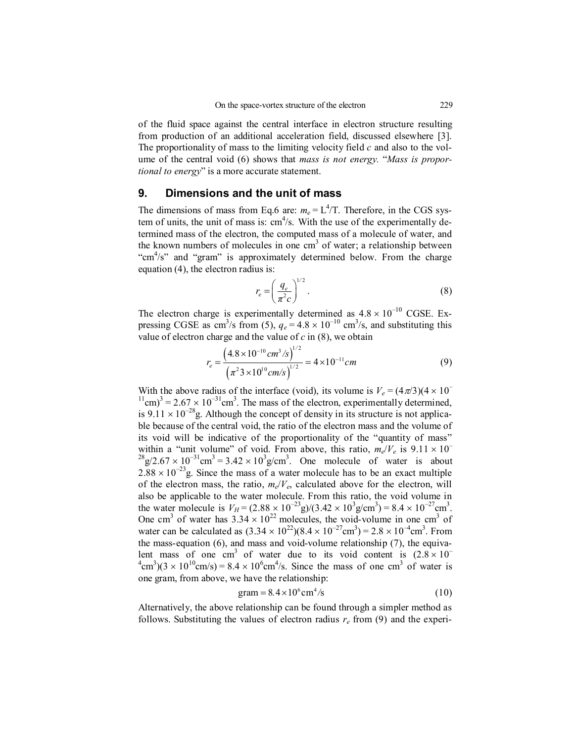of the fluid space against the central interface in electron structure resulting from production of an additional acceleration field, discussed elsewhere [3]. The proportionality of mass to the limiting velocity field $c$ and also to the volume of the central void (6) shows that *mass is not energy.* "*Mass is proportional to energy*" is a more accurate statement.

## 9. Dimensions and the unit of mass

The dimensions of mass from Eq.6 are: $m_e = L^4/T$. Therefore, in the CGS system of units, the unit of mass is: $cm^4/s$. With the use of the experimentally determined mass of the electron, the computed mass of a molecule of water, and the known numbers of molecules in one $cm^3$ of water; a relationship between "$cm^4/s$" and "gram" is approximately determined below. From the charge equation (4), the electron radius is:

$$r_e = \left(\frac{q_e}{\pi^2 c}\right)^{1/2}. \tag{8}$$

The electron charge is experimentally determined as $4.8 \times 10^{-10}$ CGSE. Expressing CGSE as $cm^3/s$ from (5), $q_e = 4.8 \times 10^{-10}$ $cm^3/s$, and substituting this value of electron charge and the value of $c$ in (8), we obtain

$$r_e = \frac{\left(4.8 \times 10^{-10}\, cm^3/s\right)^{1/2}}{\left(\pi^2 3 \times 10^{10}\, cm/s\right)^{1/2}} = 4 \times 10^{-11} cm \tag{9}$$

With the above radius of the interface (void), its volume is $V_e = (4\pi/3)(4 \times 10^{-11}\text{cm})^3 = 2.67 \times 10^{-31}\text{cm}^3$. The mass of the electron, experimentally determined, is $9.11 \times 10^{-28}$g. Although the concept of density in its structure is not applicable because of the central void, the ratio of the electron mass and the volume of its void will be indicative of the proportionality of the "quantity of mass" within a "unit volume" of void. From above, this ratio, $m_e/V_e$ is $9.11 \times 10^{-28}\text{g}/2.67 \times 10^{-31}\text{cm}^3 = 3.42 \times 10^3\text{g/cm}^3$. One molecule of water is about $2.88 \times 10^{-23}$g. Since the mass of a water molecule has to be an exact multiple of the electron mass, the ratio, $m_e/V_e$, calculated above for the electron, will also be applicable to the water molecule. From this ratio, the void volume in the water molecule is $V_H = (2.88 \times 10^{-23}\text{g})/(3.42 \times 10^3\text{g/cm}^3) = 8.4 \times 10^{-27}\text{cm}^3$. One $cm^3$ of water has $3.34 \times 10^{22}$ molecules, the void-volume in one $cm^3$ of water can be calculated as $(3.34 \times 10^{22})(8.4 \times 10^{-27}\text{cm}^3) = 2.8 \times 10^{-4}\text{cm}^3$. From the mass-equation (6), and mass and void-volume relationship (7), the equivalent mass of one $cm^3$ of water due to its void content is $(2.8 \times 10^{-4}\text{cm}^3)(3 \times 10^{10}\text{cm/s}) = 8.4 \times 10^6\text{cm}^4/\text{s}$. Since the mass of one $cm^3$ of water is one gram, from above, we have the relationship:

$$\text{gram} = 8.4 \times 10^6\,\text{cm}^4/\text{s} \tag{10}$$

Alternatively, the above relationship can be found through a simpler method as follows. Substituting the values of electron radius $r_e$ from (9) and the experi-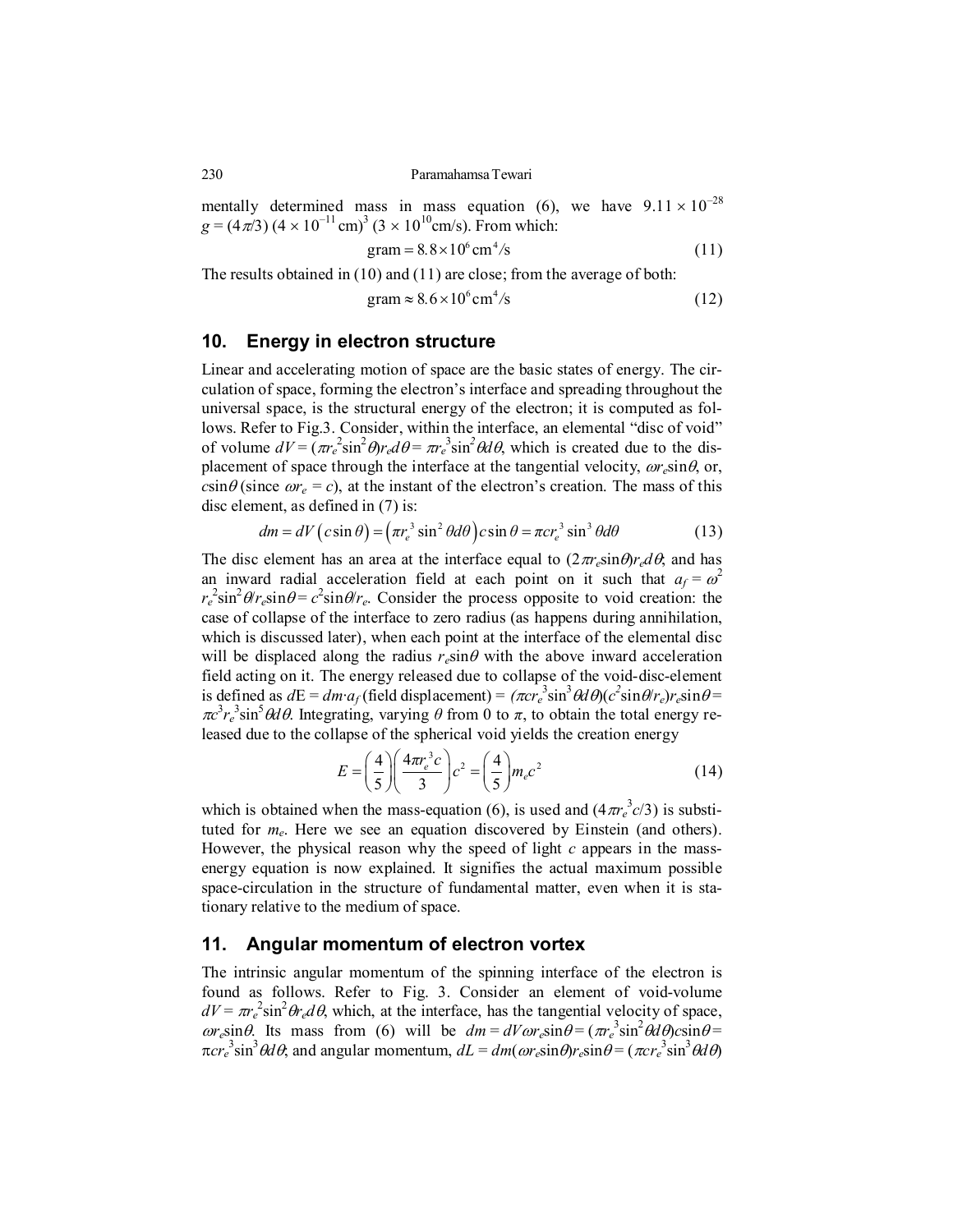mentally determined mass in mass equation (6), we have $9.11 \times 10^{-28}$ $g = (4\pi/3)\,(4 \times 10^{-11}\,\text{cm})^3\,(3 \times 10^{10}\text{cm/s})$. From which:

$$\text{gram} = 8.8 \times 10^6\,\text{cm}^4/\text{s} \tag{11}$$

The results obtained in (10) and (11) are close; from the average of both:

$$\text{gram} \approx 8.6 \times 10^6\,\text{cm}^4/\text{s} \tag{12}$$

## 10. Energy in electron structure

Linear and accelerating motion of space are the basic states of energy. The circulation of space, forming the electron's interface and spreading throughout the universal space, is the structural energy of the electron; it is computed as follows. Refer to Fig.3. Consider, within the interface, an elemental "disc of void" of volume $dV = (\pi r_e^2 \sin^2\theta) r_e d\theta = \pi r_e^3 \sin^2\theta d\theta$, which is created due to the displacement of space through the interface at the tangential velocity, $\omega r_e \sin\theta$, or, $c\sin\theta$ (since $\omega r_e = c$), at the instant of the electron's creation. The mass of this disc element, as defined in (7) is:

$$dm = dV\left(c\sin\theta\right) = \left(\pi r_e^3 \sin^2\theta d\theta\right) c\sin\theta = \pi c r_e^3 \sin^3\theta d\theta \tag{13}$$

The disc element has an area at the interface equal to $(2\pi r_e \sin\theta) r_e d\theta$; and has an inward radial acceleration field at each point on it such that $a_f = \omega^2 r_e^2 \sin^2\theta / r_e \sin\theta = c^2 \sin\theta / r_e$. Consider the process opposite to void creation: the case of collapse of the interface to zero radius (as happens during annihilation, which is discussed later), when each point at the interface of the elemental disc will be displaced along the radius $r_e \sin\theta$ with the above inward acceleration field acting on it. The energy released due to collapse of the void-disc-element is defined as $dE = dm \cdot a_f$ (field displacement) $= (\pi c r_e^3 \sin^3\theta d\theta)(c^2 \sin\theta / r_e) r_e \sin\theta = \pi c^3 r_e^3 \sin^5\theta d\theta$. Integrating, varying $\theta$ from 0 to $\pi$, to obtain the total energy released due to the collapse of the spherical void yields the creation energy

$$E = \left(\frac{4}{5}\right)\left(\frac{4\pi r_e^3 c}{3}\right) c^2 = \left(\frac{4}{5}\right) m_e c^2 \tag{14}$$

which is obtained when the mass-equation (6), is used and $(4\pi r_e^3 c/3)$ is substituted for $m_e$. Here we see an equation discovered by Einstein (and others). However, the physical reason why the speed of light $c$ appears in the mass-energy equation is now explained. It signifies the actual maximum possible space-circulation in the structure of fundamental matter, even when it is stationary relative to the medium of space.

## 11. Angular momentum of electron vortex

The intrinsic angular momentum of the spinning interface of the electron is found as follows. Refer to Fig. 3. Consider an element of void-volume $dV = \pi r_e^2 \sin^2\theta r_e d\theta$, which, at the interface, has the tangential velocity of space, $\omega r_e \sin\theta$. Its mass from (6) will be $dm = dV \omega r_e \sin\theta = (\pi r_e^3 \sin^2\theta d\theta) c \sin\theta = \pi c r_e^3 \sin^3\theta d\theta$; and angular momentum, $dL = dm(\omega r_e \sin\theta) r_e \sin\theta = (\pi c r_e^3 \sin^3\theta d\theta)$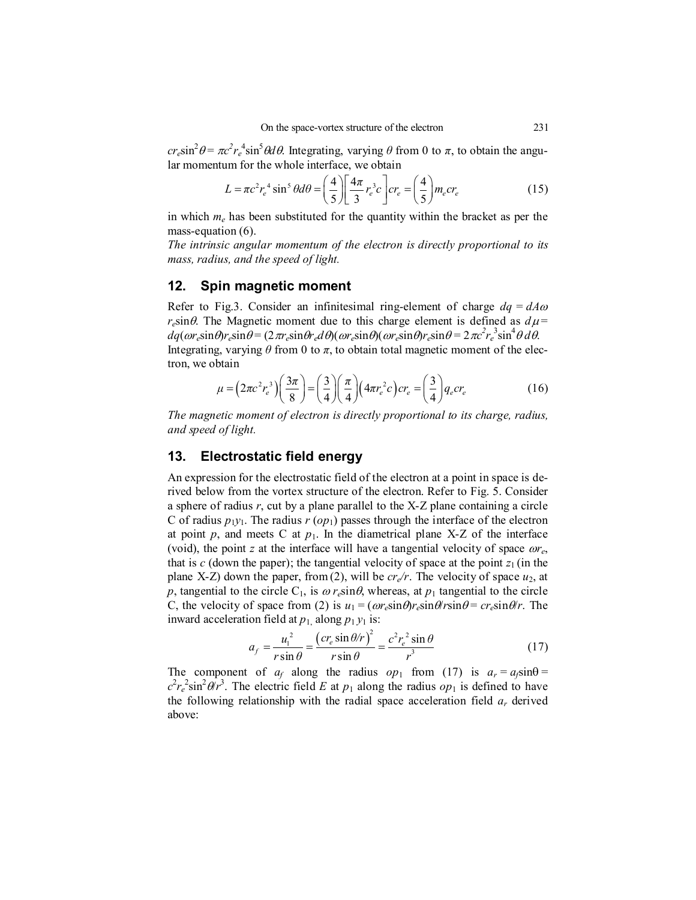$cr_e\sin^2\theta = \pi c^2 r_e^4 \sin^5\theta d\theta$. Integrating, varying $\theta$ from 0 to $\pi$, to obtain the angular momentum for the whole interface, we obtain

$$L = \pi c^2 r_e^4 \sin^5\theta d\theta = \left(\frac{4}{5}\right)\left[\frac{4\pi}{3} r_e^3 c\right] cr_e = \left(\frac{4}{5}\right) m_e c r_e \tag{15}$$

in which $m_e$ has been substituted for the quantity within the bracket as per the mass-equation (6).

*The intrinsic angular momentum of the electron is directly proportional to its mass, radius, and the speed of light.*

## 12. Spin magnetic moment

Refer to Fig.3. Consider an infinitesimal ring-element of charge $dq = dA\omega r_e\sin\theta$. The Magnetic moment due to this charge element is defined as $d\mu = dq(\omega r_e\sin\theta)r_e\sin\theta = (2\pi r_e\sin\theta r_e d\theta)(\omega r_e\sin\theta)(\omega r_e\sin\theta)r_e\sin\theta = 2\pi c^2 r_e^3 \sin^4\theta\, d\theta$. Integrating, varying $\theta$ from 0 to $\pi$, to obtain total magnetic moment of the electron, we obtain

$$\mu = \left(2\pi c^2 r_e^3\right)\left(\frac{3\pi}{8}\right) = \left(\frac{3}{4}\right)\left(\frac{\pi}{4}\right)\left(4\pi r_e^2 c\right) cr_e = \left(\frac{3}{4}\right) q_e c r_e \tag{16}$$

*The magnetic moment of electron is directly proportional to its charge, radius, and speed of light.*

## 13. Electrostatic field energy

An expression for the electrostatic field of the electron at a point in space is derived below from the vortex structure of the electron. Refer to Fig. 5. Consider a sphere of radius $r$, cut by a plane parallel to the X-Z plane containing a circle C of radius $p_1y_1$. The radius $r$ ($op_1$) passes through the interface of the electron at point $p$, and meets C at $p_1$. In the diametrical plane X-Z of the interface (void), the point $z$ at the interface will have a tangential velocity of space $\omega r_e$, that is $c$ (down the paper); the tangential velocity of space at the point $z_1$ (in the plane X-Z) down the paper, from (2), will be $cr_e/r$. The velocity of space $u_2$, at $p$, tangential to the circle $C_1$, is $\omega r_e\sin\theta$, whereas, at $p_1$ tangential to the circle C, the velocity of space from (2) is $u_1 = (\omega r_e\sin\theta)r_e\sin\theta/r\sin\theta = cr_e\sin\theta/r$. The inward acceleration field at $p_1$, along $p_1y_1$ is:

$$a_f = \frac{u_1^2}{r\sin\theta} = \frac{\left(cr_e\sin\theta/r\right)^2}{r\sin\theta} = \frac{c^2 r_e^2 \sin\theta}{r^3} \tag{17}$$

The component of $a_f$ along the radius $op_1$ from (17) is $a_r = a_f\sin\theta = c^2 r_e^2 \sin^2\theta/r^3$. The electric field $E$ at $p_1$ along the radius $op_1$ is defined to have the following relationship with the radial space acceleration field $a_r$ derived above: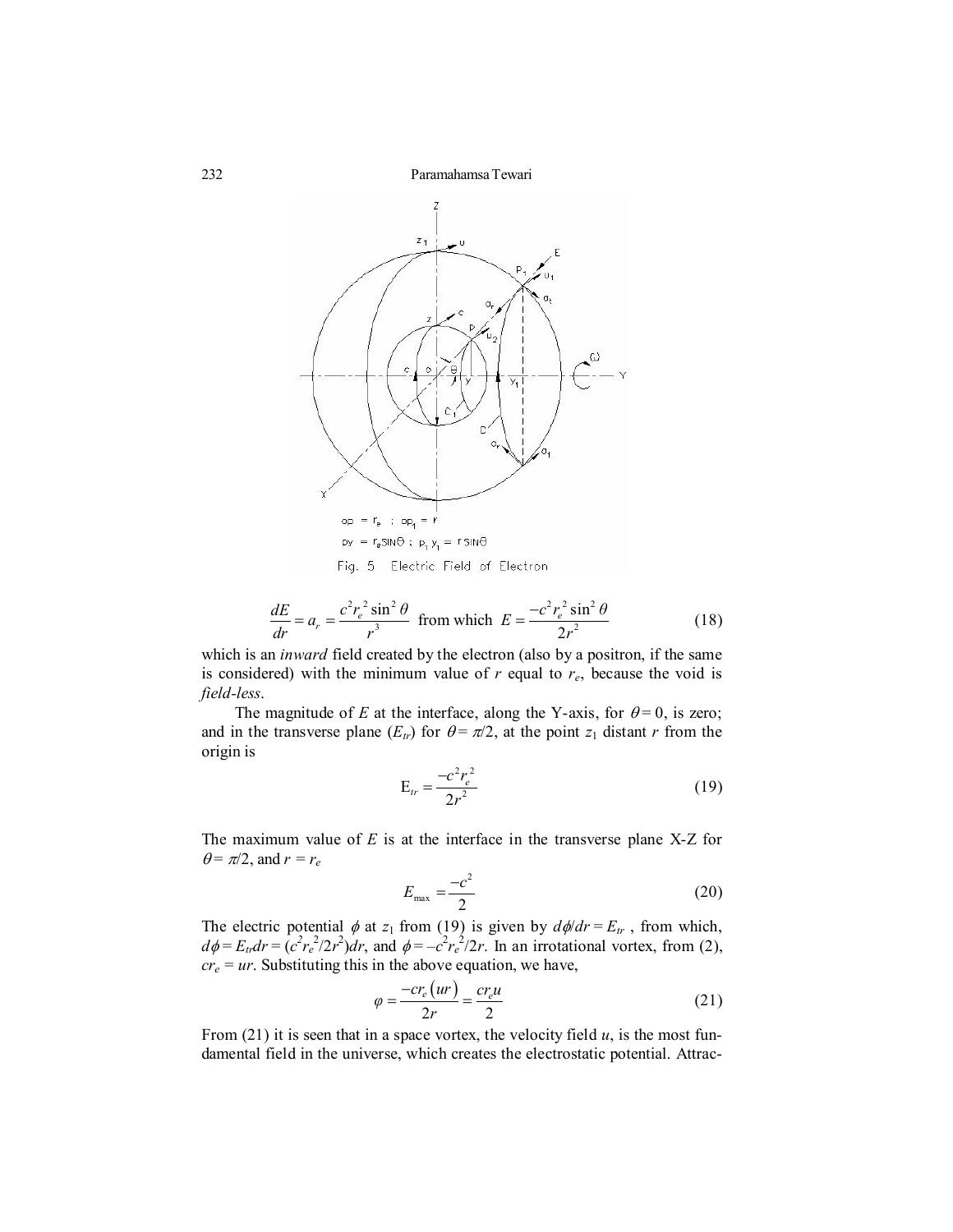Fig. 5 Electric Field of Electron

$$\frac{dE}{dr} = a_r = \frac{c^2 r_e^2 \sin^2\theta}{r^3} \text{ from which } E = \frac{-c^2 r_e^2 \sin^2\theta}{2r^2} \tag{18}$$

which is an *inward* field created by the electron (also by a positron, if the same is considered) with the minimum value of $r$ equal to $r_e$, because the void is *field-less*.

The magnitude of $E$ at the interface, along the Y-axis, for $\theta = 0$, is zero; and in the transverse plane ($E_{tr}$) for $\theta = \pi/2$, at the point $z_1$ distant $r$ from the origin is

$$E_{tr} = \frac{-c^2 r_e^2}{2r^2} \tag{19}$$

The maximum value of $E$ is at the interface in the transverse plane X-Z for $\theta = \pi/2$, and $r = r_e$

$$E_{\max} = \frac{-c^2}{2} \tag{20}$$

The electric potential $\phi$ at $z_1$ from (19) is given by $d\phi/dr = E_{tr}$ , from which, $d\phi = E_{tr}dr = (c^2 r_e^2/2r^2)dr$, and $\phi = -c^2 r_e^2/2r$. In an irrotational vortex, from (2), $cr_e = ur$. Substituting this in the above equation, we have,

$$\varphi = \frac{-cr_e(ur)}{2r} = \frac{cr_e u}{2} \tag{21}$$

From (21) it is seen that in a space vortex, the velocity field $u$, is the most fundamental field in the universe, which creates the electrostatic potential. Attrac-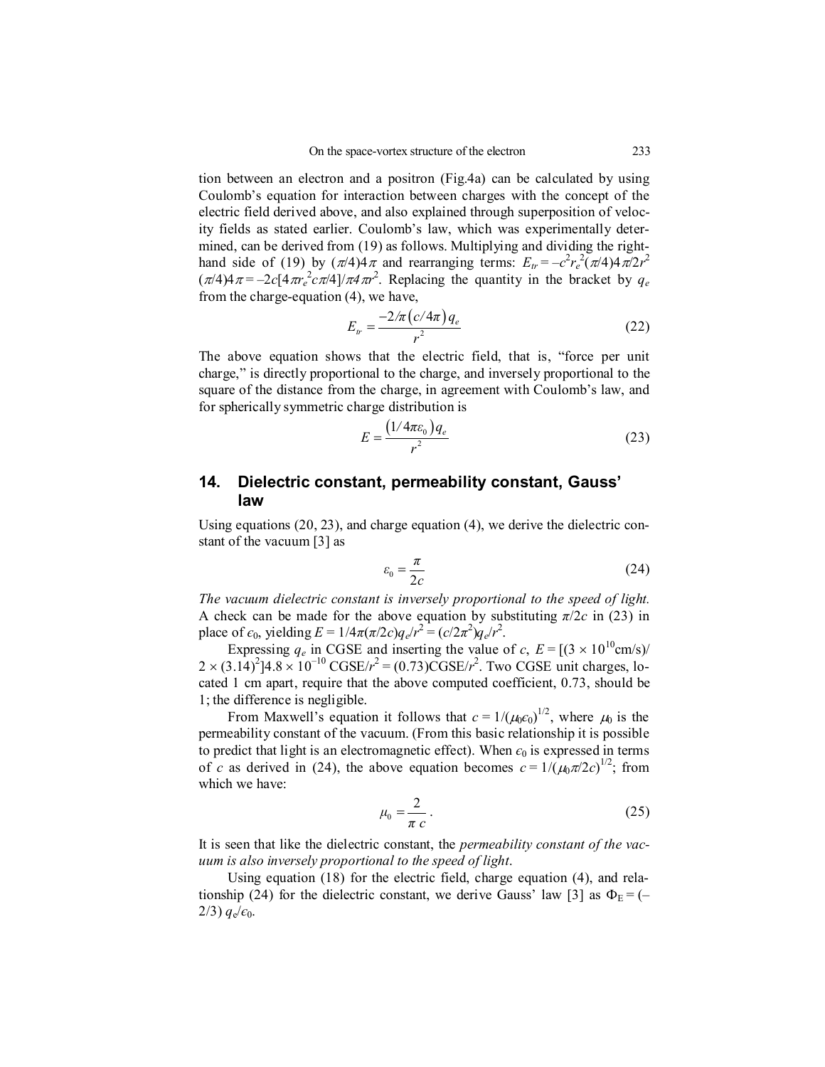tion between an electron and a positron (Fig.4a) can be calculated by using Coulomb's equation for interaction between charges with the concept of the electric field derived above, and also explained through superposition of velocity fields as stated earlier. Coulomb's law, which was experimentally determined, can be derived from (19) as follows. Multiplying and dividing the right-hand side of (19) by $(\pi/4)4\pi$ and rearranging terms: $E_{tr} = -c^2 r_e^2(\pi/4)4\pi/2r^2 (\pi/4)4\pi = -2c[4\pi r_e^2 c\pi/4]/\pi 4\pi r^2$. Replacing the quantity in the bracket by $q_e$ from the charge-equation (4), we have,

$$E_{tr} = \frac{-2/\pi\left(c/4\pi\right)q_e}{r^2} \tag{22}$$

The above equation shows that the electric field, that is, "force per unit charge," is directly proportional to the charge, and inversely proportional to the square of the distance from the charge, in agreement with Coulomb's law, and for spherically symmetric charge distribution is

$$E = \frac{\left(1/4\pi\varepsilon_0\right)q_e}{r^2} \tag{23}$$

## 14. Dielectric constant, permeability constant, Gauss' law

Using equations (20, 23), and charge equation (4), we derive the dielectric constant of the vacuum [3] as

$$\varepsilon_0 = \frac{\pi}{2c} \tag{24}$$

*The vacuum dielectric constant is inversely proportional to the speed of light.* A check can be made for the above equation by substituting $\pi/2c$ in (23) in place of $\epsilon_0$, yielding $E = 1/4\pi(\pi/2c)q_e/r^2 = (c/2\pi^2)q_e/r^2$.

Expressing $q_e$ in CGSE and inserting the value of $c$, $E = [(3 \times 10^{10}\text{cm/s})/ 2 \times (3.14)^2]4.8 \times 10^{-10}\ \text{CGSE}/r^2 = (0.73)\text{CGSE}/r^2$. Two CGSE unit charges, located 1 cm apart, require that the above computed coefficient, 0.73, should be 1; the difference is negligible.

From Maxwell's equation it follows that $c = 1/(\mu_0\epsilon_0)^{1/2}$, where $\mu_0$ is the permeability constant of the vacuum. (From this basic relationship it is possible to predict that light is an electromagnetic effect). When $\epsilon_0$ is expressed in terms of $c$ as derived in (24), the above equation becomes $c = 1/(\mu_0\pi/2c)^{1/2}$; from which we have:

$$\mu_0 = \frac{2}{\pi\, c}\,. \tag{25}$$

It is seen that like the dielectric constant, the *permeability constant of the vacuum is also inversely proportional to the speed of light*.

Using equation (18) for the electric field, charge equation (4), and relationship (24) for the dielectric constant, we derive Gauss' law [3] as $\Phi_E = (-2/3)\, q_e/\epsilon_0$.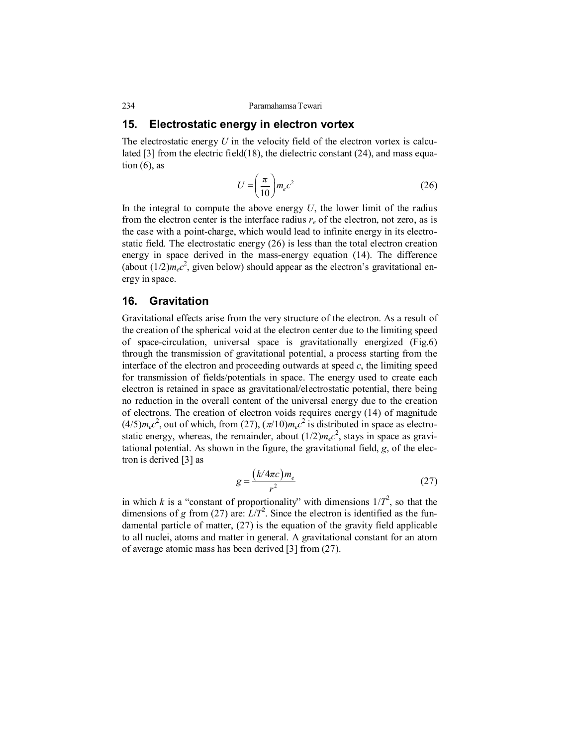## 15. Electrostatic energy in electron vortex

The electrostatic energy $U$ in the velocity field of the electron vortex is calculated [3] from the electric field(18), the dielectric constant (24), and mass equation (6), as

$$U = \left(\frac{\pi}{10}\right) m_e c^2 \tag{26}$$

In the integral to compute the above energy $U$, the lower limit of the radius from the electron center is the interface radius $r_e$ of the electron, not zero, as is the case with a point-charge, which would lead to infinite energy in its electrostatic field. The electrostatic energy (26) is less than the total electron creation energy in space derived in the mass-energy equation (14). The difference (about $(1/2)m_e c^2$, given below) should appear as the electron's gravitational energy in space.

## 16. Gravitation

Gravitational effects arise from the very structure of the electron. As a result of the creation of the spherical void at the electron center due to the limiting speed of space-circulation, universal space is gravitationally energized (Fig.6) through the transmission of gravitational potential, a process starting from the interface of the electron and proceeding outwards at speed $c$, the limiting speed for transmission of fields/potentials in space. The energy used to create each electron is retained in space as gravitational/electrostatic potential, there being no reduction in the overall content of the universal energy due to the creation of electrons. The creation of electron voids requires energy (14) of magnitude $(4/5)m_e c^2$, out of which, from (27), $(\pi/10)m_e c^2$ is distributed in space as electrostatic energy, whereas, the remainder, about $(1/2)m_e c^2$, stays in space as gravitational potential. As shown in the figure, the gravitational field, $g$, of the electron is derived [3] as

$$g = \frac{(k/4\pi c) m_e}{r^2} \tag{27}$$

in which $k$ is a "constant of proportionality" with dimensions $1/T^2$, so that the dimensions of $g$ from (27) are: $L/T^2$. Since the electron is identified as the fundamental particle of matter, (27) is the equation of the gravity field applicable to all nuclei, atoms and matter in general. A gravitational constant for an atom of average atomic mass has been derived [3] from (27).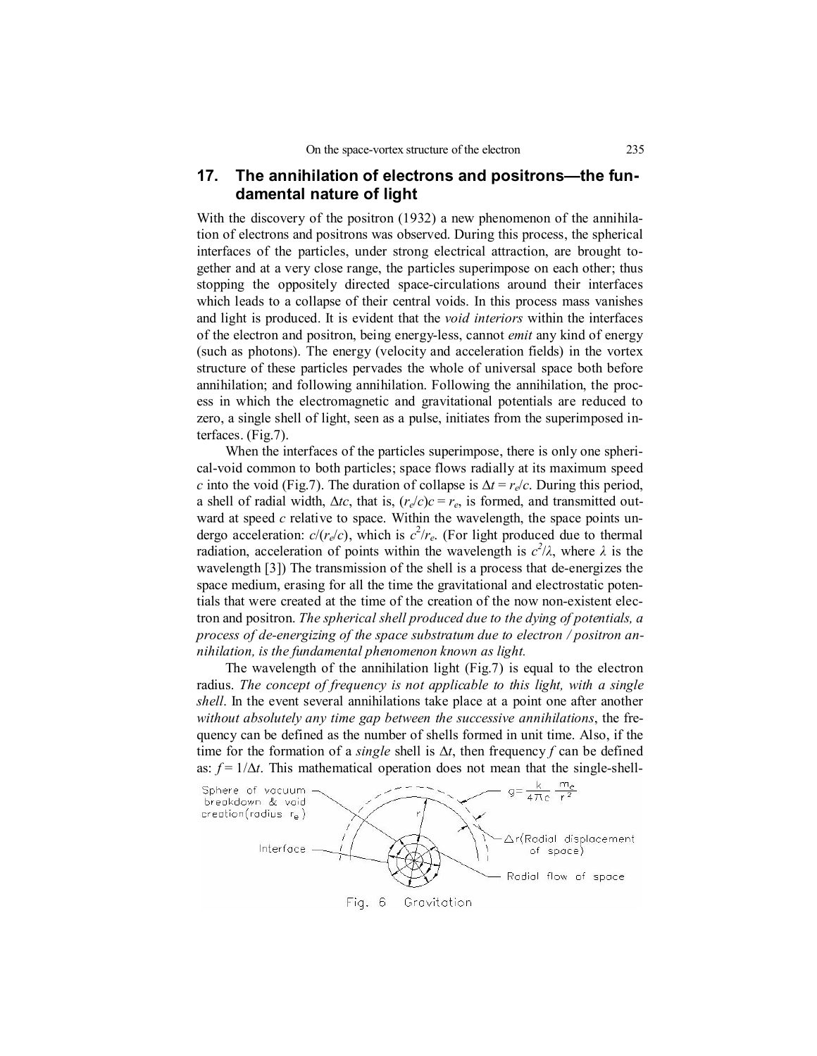## 17. The annihilation of electrons and positrons—the fundamental nature of light

With the discovery of the positron (1932) a new phenomenon of the annihilation of electrons and positrons was observed. During this process, the spherical interfaces of the particles, under strong electrical attraction, are brought together and at a very close range, the particles superimpose on each other; thus stopping the oppositely directed space-circulations around their interfaces which leads to a collapse of their central voids. In this process mass vanishes and light is produced. It is evident that the *void interiors* within the interfaces of the electron and positron, being energy-less, cannot *emit* any kind of energy (such as photons). The energy (velocity and acceleration fields) in the vortex structure of these particles pervades the whole of universal space both before annihilation; and following annihilation. Following the annihilation, the process in which the electromagnetic and gravitational potentials are reduced to zero, a single shell of light, seen as a pulse, initiates from the superimposed interfaces. (Fig.7).

When the interfaces of the particles superimpose, there is only one spherical-void common to both particles; space flows radially at its maximum speed $c$ into the void (Fig.7). The duration of collapse is $\Delta t = r_e/c$. During this period, a shell of radial width, $\Delta tc$, that is, $(r_e/c)c = r_e$, is formed, and transmitted outward at speed $c$ relative to space. Within the wavelength, the space points undergo acceleration: $c/(r_e/c)$, which is $c^2/r_e$. (For light produced due to thermal radiation, acceleration of points within the wavelength is $c^2/\lambda$, where $\lambda$ is the wavelength [3]) The transmission of the shell is a process that de-energizes the space medium, erasing for all the time the gravitational and electrostatic potentials that were created at the time of the creation of the now non-existent electron and positron. *The spherical shell produced due to the dying of potentials, a process of de-energizing of the space substratum due to electron / positron annihilation, is the fundamental phenomenon known as light.*

The wavelength of the annihilation light (Fig.7) is equal to the electron radius. *The concept of frequency is not applicable to this light, with a single shell*. In the event several annihilations take place at a point one after another *without absolutely any time gap between the successive annihilations*, the frequency can be defined as the number of shells formed in unit time. Also, if the time for the formation of a *single* shell is $\Delta t$, then frequency $f$ can be defined as: $f = 1/\Delta t$. This mathematical operation does not mean that the single-shell-

Sphere of vacuum breakdown & void creation (radius $r_e$)

Interface

$g = \frac{k}{4\pi c}\frac{m_e}{r^2}$

$\Delta r$ (Radial displacement of space)

Radial flow of space

$r$

Fig. 6 Gravitation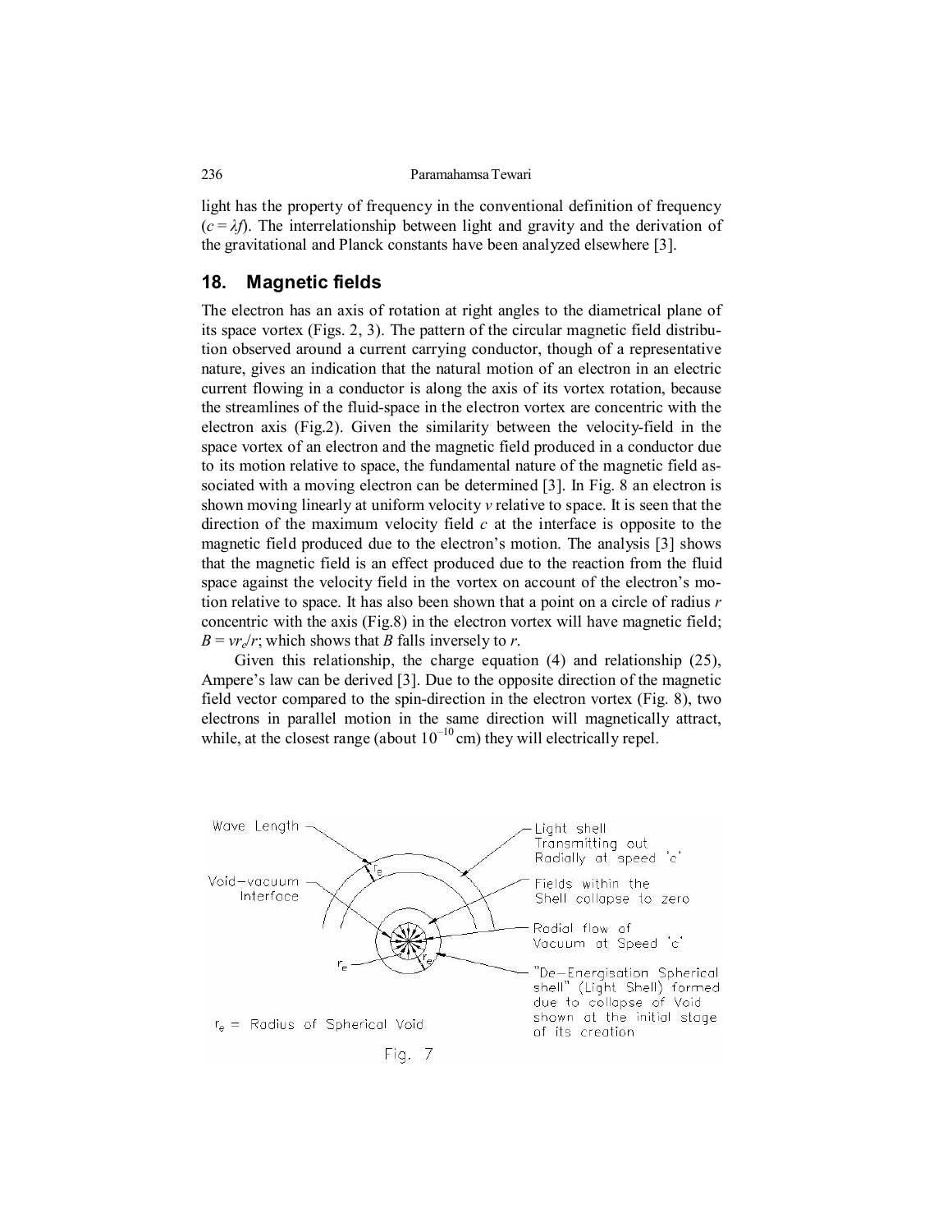light has the property of frequency in the conventional definition of frequency ($c = \lambda f$). The interrelationship between light and gravity and the derivation of the gravitational and Planck constants have been analyzed elsewhere [3].

## 18. Magnetic fields

The electron has an axis of rotation at right angles to the diametrical plane of its space vortex (Figs. 2, 3). The pattern of the circular magnetic field distribution observed around a current carrying conductor, though of a representative nature, gives an indication that the natural motion of an electron in an electric current flowing in a conductor is along the axis of its vortex rotation, because the streamlines of the fluid-space in the electron vortex are concentric with the electron axis (Fig.2). Given the similarity between the velocity-field in the space vortex of an electron and the magnetic field produced in a conductor due to its motion relative to space, the fundamental nature of the magnetic field associated with a moving electron can be determined [3]. In Fig. 8 an electron is shown moving linearly at uniform velocity $v$ relative to space. It is seen that the direction of the maximum velocity field $c$ at the interface is opposite to the magnetic field produced due to the electron's motion. The analysis [3] shows that the magnetic field is an effect produced due to the reaction from the fluid space against the velocity field in the vortex on account of the electron's motion relative to space. It has also been shown that a point on a circle of radius $r$ concentric with the axis (Fig.8) in the electron vortex will have magnetic field; $B = vr_e/r$; which shows that $B$ falls inversely to $r$.

Given this relationship, the charge equation (4) and relationship (25), Ampere's law can be derived [3]. Due to the opposite direction of the magnetic field vector compared to the spin-direction in the electron vortex (Fig. 8), two electrons in parallel motion in the same direction will magnetically attract, while, at the closest range (about $10^{-10}$ cm) they will electrically repel.

Wave Length; Void–vacuum Interface; $r_e$; Light shell Transmitting out Radially at speed 'c'; Fields within the Shell collapse to zero; Radial flow of Vacuum at Speed 'c'; "De–Energisation Spherical shell" (Light Shell) formed due to collapse of Void shown at the initial stage of its creation

$r_e$ = Radius of Spherical Void

Fig. 7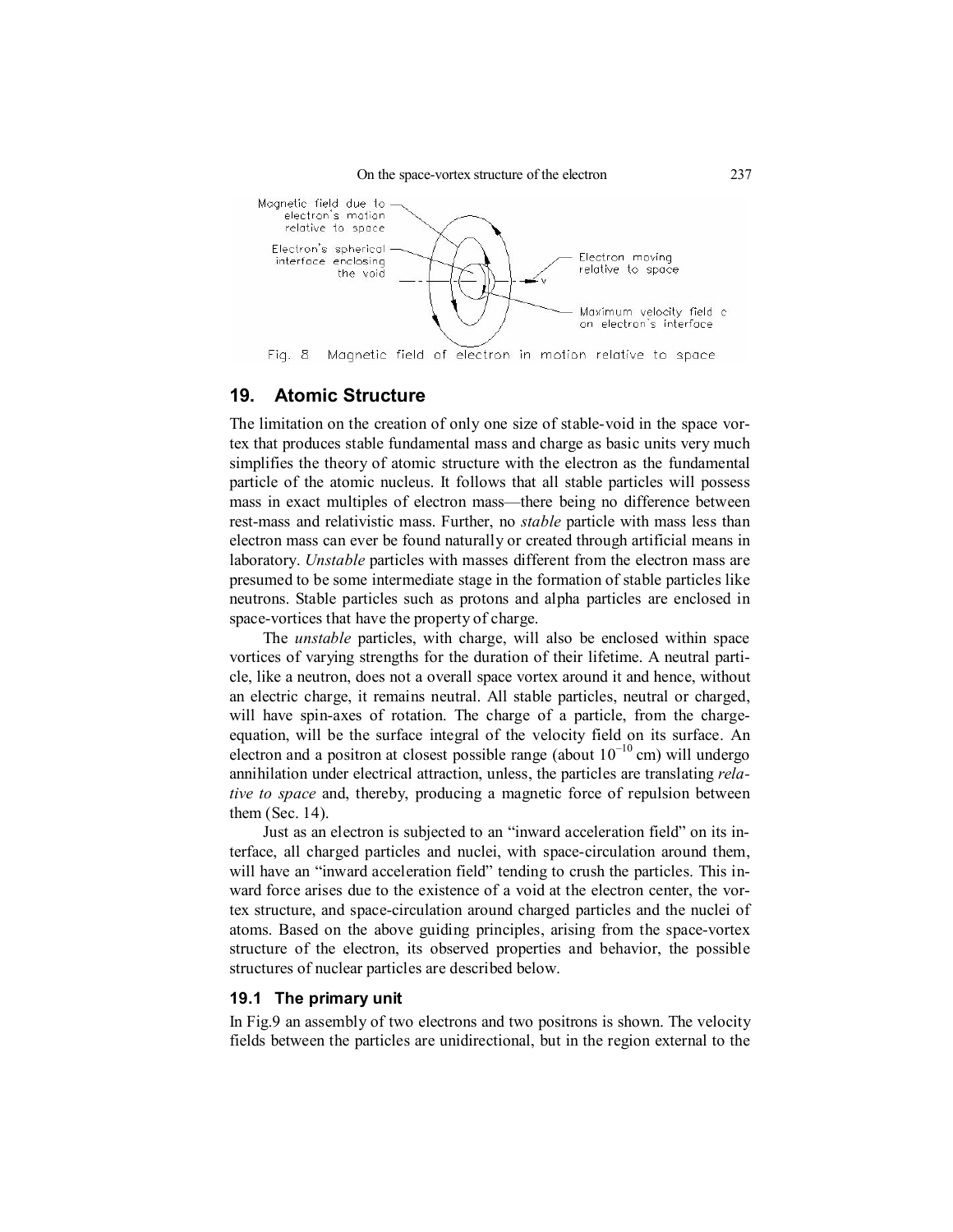Magnetic field due to electron's motion relative to space

Electron's spherical interface enclosing the void

Electron moving relative to space

v

Maximum velocity field c on electron's interface

Fig. 8 Magnetic field of electron in motion relative to space

## 19. Atomic Structure

The limitation on the creation of only one size of stable-void in the space vortex that produces stable fundamental mass and charge as basic units very much simplifies the theory of atomic structure with the electron as the fundamental particle of the atomic nucleus. It follows that all stable particles will possess mass in exact multiples of electron mass—there being no difference between rest-mass and relativistic mass. Further, no *stable* particle with mass less than electron mass can ever be found naturally or created through artificial means in laboratory. *Unstable* particles with masses different from the electron mass are presumed to be some intermediate stage in the formation of stable particles like neutrons. Stable particles such as protons and alpha particles are enclosed in space-vortices that have the property of charge.

The *unstable* particles, with charge, will also be enclosed within space vortices of varying strengths for the duration of their lifetime. A neutral particle, like a neutron, does not a overall space vortex around it and hence, without an electric charge, it remains neutral. All stable particles, neutral or charged, will have spin-axes of rotation. The charge of a particle, from the charge-equation, will be the surface integral of the velocity field on its surface. An electron and a positron at closest possible range (about $10^{-10}$ cm) will undergo annihilation under electrical attraction, unless, the particles are translating *relative to space* and, thereby, producing a magnetic force of repulsion between them (Sec. 14).

Just as an electron is subjected to an "inward acceleration field" on its interface, all charged particles and nuclei, with space-circulation around them, will have an "inward acceleration field" tending to crush the particles. This inward force arises due to the existence of a void at the electron center, the vortex structure, and space-circulation around charged particles and the nuclei of atoms. Based on the above guiding principles, arising from the space-vortex structure of the electron, its observed properties and behavior, the possible structures of nuclear particles are described below.

### 19.1 The primary unit

In Fig.9 an assembly of two electrons and two positrons is shown. The velocity fields between the particles are unidirectional, but in the region external to the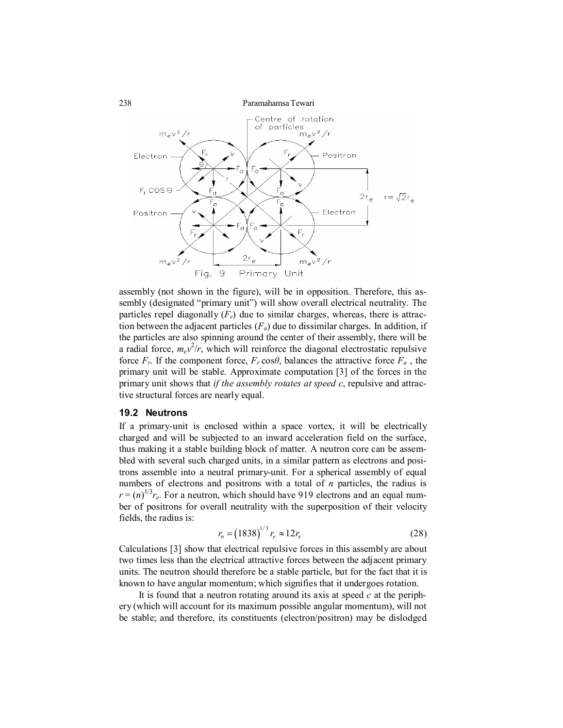Fig. 9 Primary Unit

assembly (not shown in the figure), will be in opposition. Therefore, this assembly (designated "primary unit") will show overall electrical neutrality. The particles repel diagonally ($F_r$) due to similar charges, whereas, there is attraction between the adjacent particles ($F_a$) due to dissimilar charges. In addition, if the particles are also spinning around the center of their assembly, there will be a radial force, $m_e v^2/r$, which will reinforce the diagonal electrostatic repulsive force $F_r$. If the component force, $F_r \cos\theta$, balances the attractive force $F_a$ , the primary unit will be stable. Approximate computation [3] of the forces in the primary unit shows that *if the assembly rotates at speed c*, repulsive and attractive structural forces are nearly equal.

### 19.2 Neutrons

If a primary-unit is enclosed within a space vortex, it will be electrically charged and will be subjected to an inward acceleration field on the surface, thus making it a stable building block of matter. A neutron core can be assembled with several such charged units, in a similar pattern as electrons and positrons assemble into a neutral primary-unit. For a spherical assembly of equal numbers of electrons and positrons with a total of $n$ particles, the radius is $r = (n)^{1/3} r_e$. For a neutron, which should have 919 electrons and an equal number of positrons for overall neutrality with the superposition of their velocity fields, the radius is:

$$r_n = (1838)^{1/3} r_e \approx 12 r_e \tag{28}$$

Calculations [3] show that electrical repulsive forces in this assembly are about two times less than the electrical attractive forces between the adjacent primary units. The neutron should therefore be a stable particle, but for the fact that it is known to have angular momentum; which signifies that it undergoes rotation.

It is found that a neutron rotating around its axis at speed $c$ at the periphery (which will account for its maximum possible angular momentum), will not be stable; and therefore, its constituents (electron/positron) may be dislodged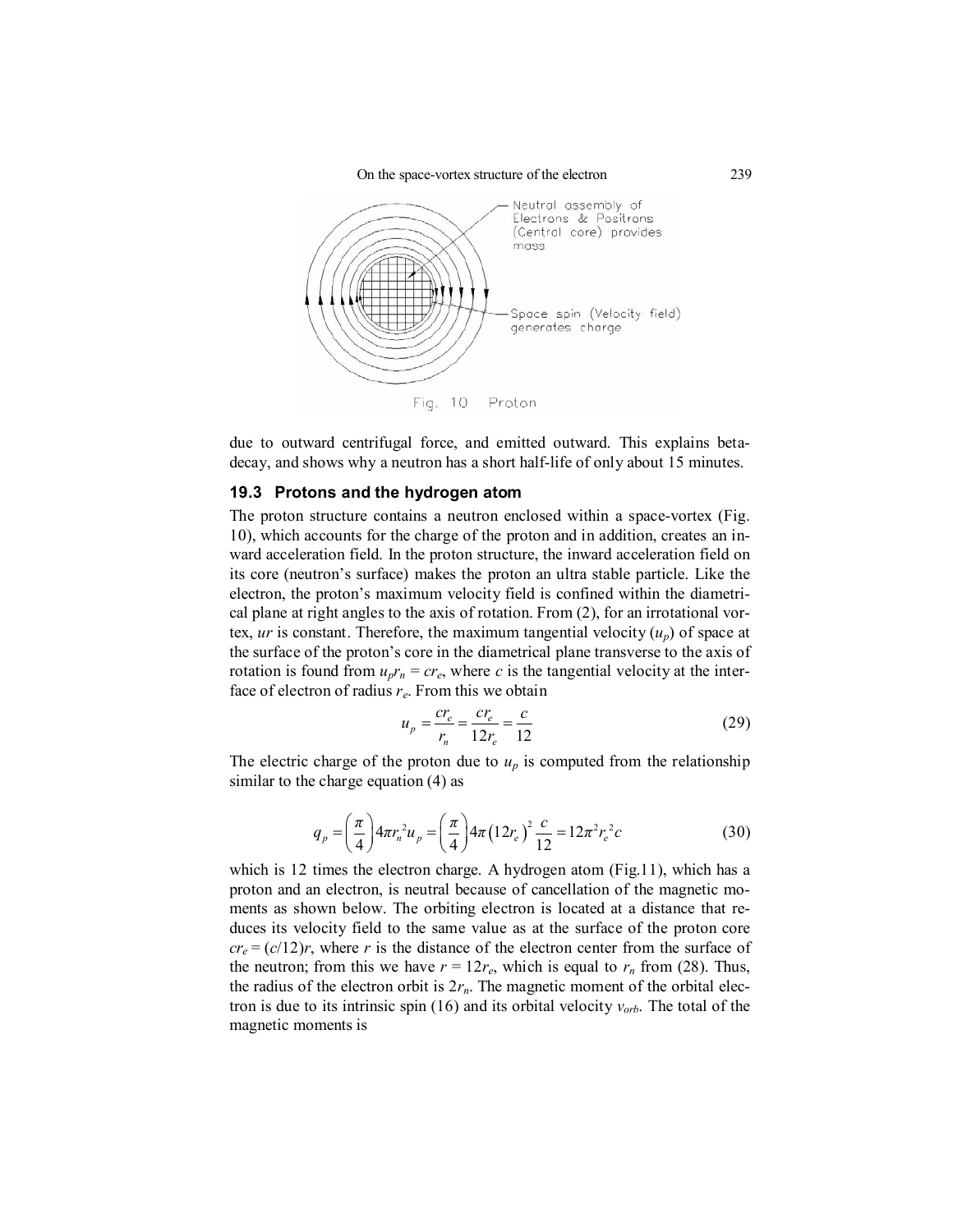Fig. 10 Proton

due to outward centrifugal force, and emitted outward. This explains beta-decay, and shows why a neutron has a short half-life of only about 15 minutes.

### 19.3 Protons and the hydrogen atom

The proton structure contains a neutron enclosed within a space-vortex (Fig. 10), which accounts for the charge of the proton and in addition, creates an inward acceleration field. In the proton structure, the inward acceleration field on its core (neutron's surface) makes the proton an ultra stable particle. Like the electron, the proton's maximum velocity field is confined within the diametrical plane at right angles to the axis of rotation. From (2), for an irrotational vortex, $ur$ is constant. Therefore, the maximum tangential velocity ($u_p$) of space at the surface of the proton's core in the diametrical plane transverse to the axis of rotation is found from $u_p r_n = c r_e$, where $c$ is the tangential velocity at the interface of electron of radius $r_e$. From this we obtain

$$u_p = \frac{cr_e}{r_n} = \frac{cr_e}{12r_e} = \frac{c}{12} \tag{29}$$

The electric charge of the proton due to $u_p$ is computed from the relationship similar to the charge equation (4) as

$$q_p = \left(\frac{\pi}{4}\right) 4\pi r_n^2 u_p = \left(\frac{\pi}{4}\right) 4\pi \left(12r_e\right)^2 \frac{c}{12} = 12\pi^2 r_e^2 c \tag{30}$$

which is 12 times the electron charge. A hydrogen atom (Fig.11), which has a proton and an electron, is neutral because of cancellation of the magnetic moments as shown below. The orbiting electron is located at a distance that reduces its velocity field to the same value as at the surface of the proton core $cr_e = (c/12)r$, where $r$ is the distance of the electron center from the surface of the neutron; from this we have $r = 12r_e$, which is equal to $r_n$ from (28). Thus, the radius of the electron orbit is $2r_n$. The magnetic moment of the orbital electron is due to its intrinsic spin (16) and its orbital velocity $v_{orb}$. The total of the magnetic moments is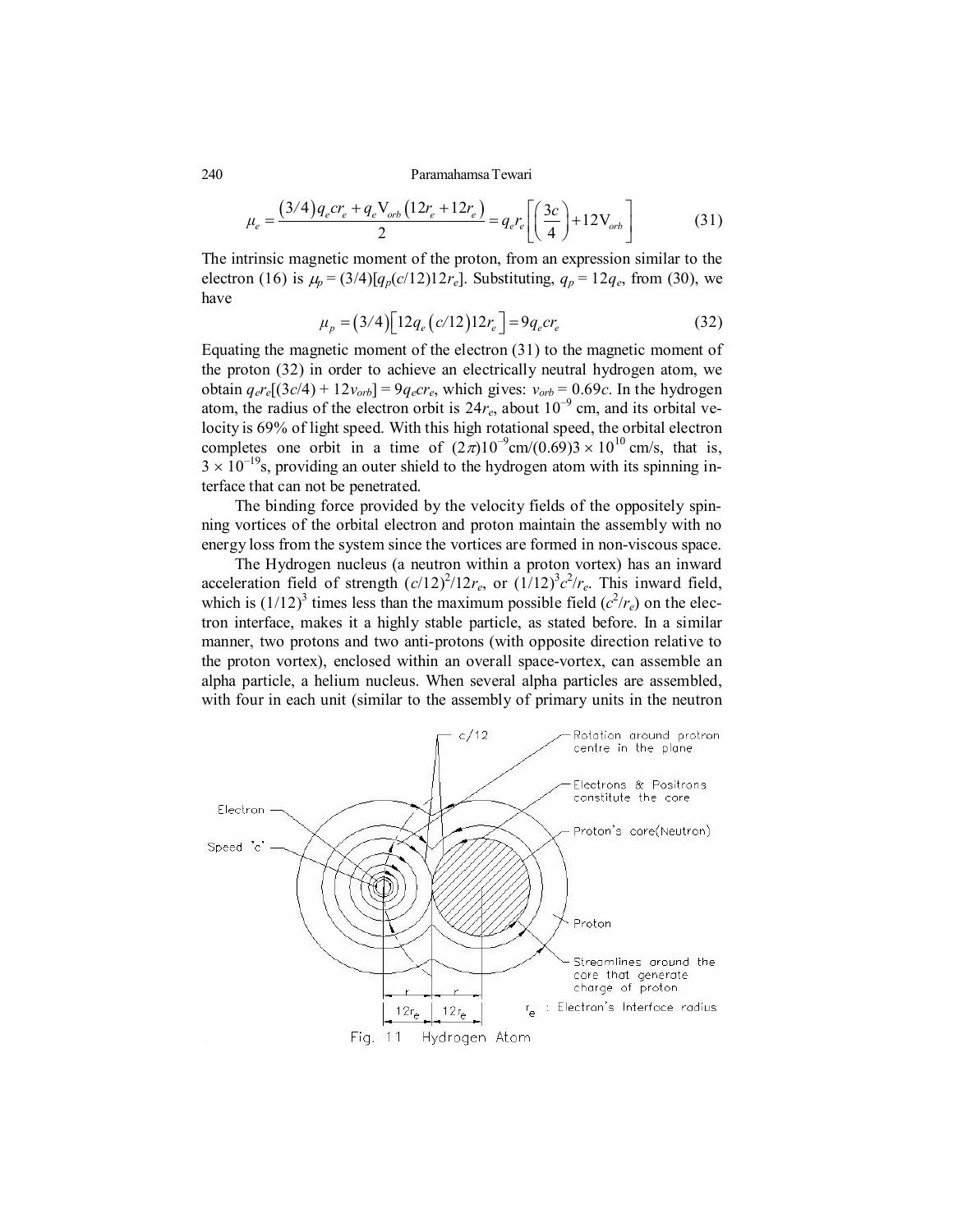$$\mu_e = \frac{(3/4)q_e c r_e + q_e \mathrm{V}_{orb}(12r_e + 12r_e)}{2} = q_e r_e\left[\left(\frac{3c}{4}\right) + 12\mathrm{V}_{orb}\right] \tag{31}$$

The intrinsic magnetic moment of the proton, from an expression similar to the electron (16) is $\mu_p = (3/4)[q_p(c/12)12r_e]$. Substituting, $q_p = 12q_e$, from (30), we have

$$\mu_p = (3/4)\left[12q_e(c/12)12r_e\right] = 9q_e c r_e \tag{32}$$

Equating the magnetic moment of the electron (31) to the magnetic moment of the proton (32) in order to achieve an electrically neutral hydrogen atom, we obtain $q_e r_e[(3c/4) + 12v_{orb}] = 9q_e c r_e$, which gives: $v_{orb} = 0.69c$. In the hydrogen atom, the radius of the electron orbit is $24r_e$, about $10^{-9}$ cm, and its orbital velocity is 69% of light speed. With this high rotational speed, the orbital electron completes one orbit in a time of $(2\pi)10^{-9}\text{cm}/(0.69)3 \times 10^{10}$ cm/s, that is, $3 \times 10^{-19}$s, providing an outer shield to the hydrogen atom with its spinning interface that can not be penetrated.

The binding force provided by the velocity fields of the oppositely spinning vortices of the orbital electron and proton maintain the assembly with no energy loss from the system since the vortices are formed in non-viscous space.

The Hydrogen nucleus (a neutron within a proton vortex) has an inward acceleration field of strength $(c/12)^2/12r_e$, or $(1/12)^3c^2/r_e$. This inward field, which is $(1/12)^3$ times less than the maximum possible field ($c^2/r_e$) on the electron interface, makes it a highly stable particle, as stated before. In a similar manner, two protons and two anti-protons (with opposite direction relative to the proton vortex), enclosed within an overall space-vortex, can assemble an alpha particle, a helium nucleus. When several alpha particles are assembled, with four in each unit (similar to the assembly of primary units in the neutron

Fig. 11 Hydrogen Atom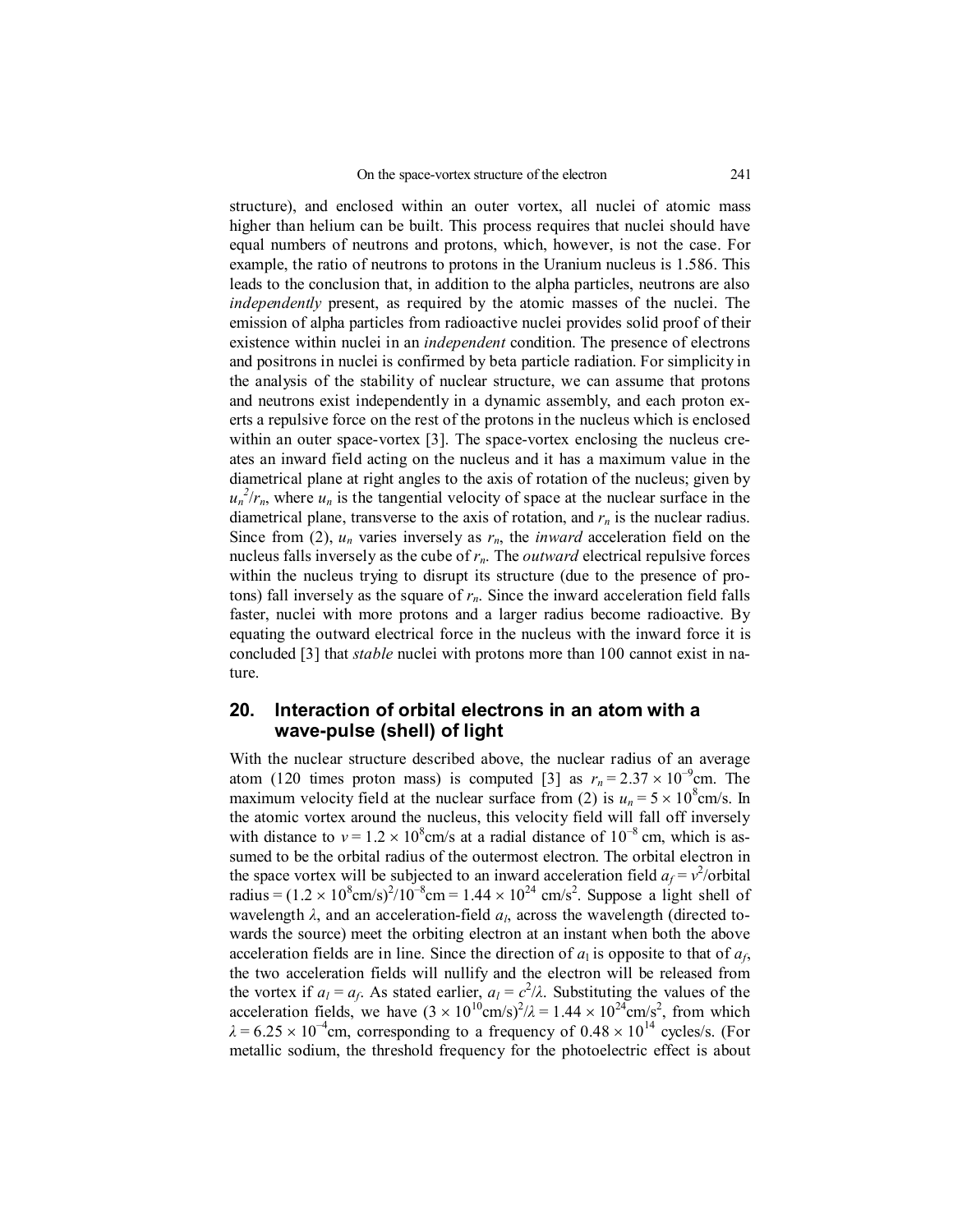structure), and enclosed within an outer vortex, all nuclei of atomic mass higher than helium can be built. This process requires that nuclei should have equal numbers of neutrons and protons, which, however, is not the case. For example, the ratio of neutrons to protons in the Uranium nucleus is 1.586. This leads to the conclusion that, in addition to the alpha particles, neutrons are also *independently* present, as required by the atomic masses of the nuclei. The emission of alpha particles from radioactive nuclei provides solid proof of their existence within nuclei in an *independent* condition. The presence of electrons and positrons in nuclei is confirmed by beta particle radiation. For simplicity in the analysis of the stability of nuclear structure, we can assume that protons and neutrons exist independently in a dynamic assembly, and each proton exerts a repulsive force on the rest of the protons in the nucleus which is enclosed within an outer space-vortex [3]. The space-vortex enclosing the nucleus creates an inward field acting on the nucleus and it has a maximum value in the diametrical plane at right angles to the axis of rotation of the nucleus; given by $u_n^2/r_n$, where $u_n$ is the tangential velocity of space at the nuclear surface in the diametrical plane, transverse to the axis of rotation, and $r_n$ is the nuclear radius. Since from (2), $u_n$ varies inversely as $r_n$, the *inward* acceleration field on the nucleus falls inversely as the cube of $r_n$. The *outward* electrical repulsive forces within the nucleus trying to disrupt its structure (due to the presence of protons) fall inversely as the square of $r_n$. Since the inward acceleration field falls faster, nuclei with more protons and a larger radius become radioactive. By equating the outward electrical force in the nucleus with the inward force it is concluded [3] that *stable* nuclei with protons more than 100 cannot exist in nature.

## 20. Interaction of orbital electrons in an atom with a wave-pulse (shell) of light

With the nuclear structure described above, the nuclear radius of an average atom (120 times proton mass) is computed [3] as $r_n = 2.37 \times 10^{-9}$cm. The maximum velocity field at the nuclear surface from (2) is $u_n = 5 \times 10^8$cm/s. In the atomic vortex around the nucleus, this velocity field will fall off inversely with distance to $v = 1.2 \times 10^8$cm/s at a radial distance of $10^{-8}$ cm, which is assumed to be the orbital radius of the outermost electron. The orbital electron in the space vortex will be subjected to an inward acceleration field $a_f = v^2$/orbital radius $= (1.2 \times 10^8\text{cm/s})^2/10^{-8}\text{cm} = 1.44 \times 10^{24}$ cm/s$^2$. Suppose a light shell of wavelength $\lambda$, and an acceleration-field $a_l$, across the wavelength (directed towards the source) meet the orbiting electron at an instant when both the above acceleration fields are in line. Since the direction of $a_l$ is opposite to that of $a_f$, the two acceleration fields will nullify and the electron will be released from the vortex if $a_l = a_f$. As stated earlier, $a_l = c^2/\lambda$. Substituting the values of the acceleration fields, we have $(3 \times 10^{10}\text{cm/s})^2/\lambda = 1.44 \times 10^{24}\text{cm/s}^2$, from which $\lambda = 6.25 \times 10^{-4}$cm, corresponding to a frequency of $0.48 \times 10^{14}$ cycles/s. (For metallic sodium, the threshold frequency for the photoelectric effect is about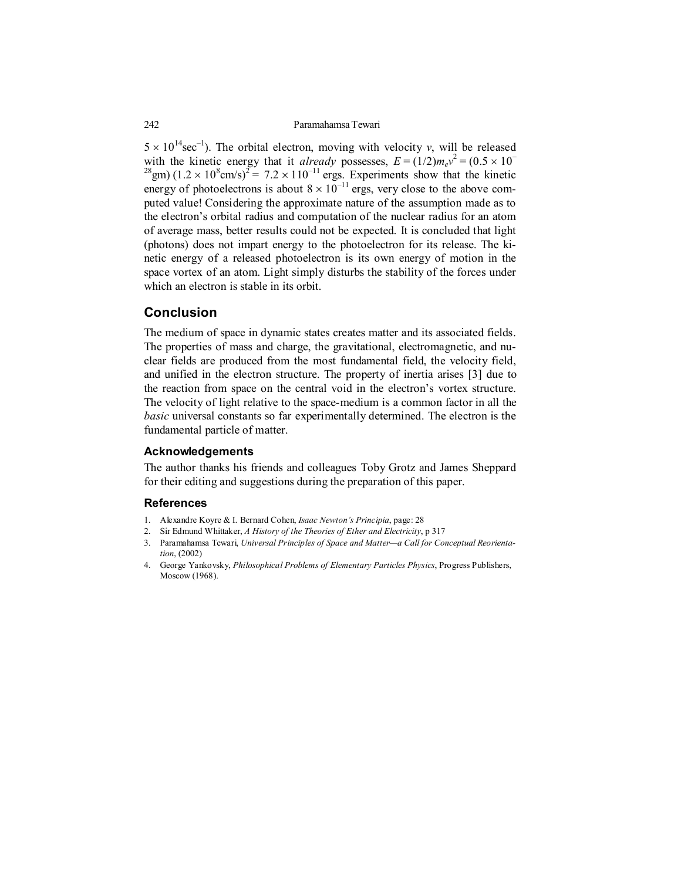$5 \times 10^{14}\text{sec}^{-1}$). The orbital electron, moving with velocity $v$, will be released with the kinetic energy that it *already* possesses, $E = (1/2)m_e v^2 = (0.5 \times 10^{-28}\text{gm})\ (1.2 \times 10^{8}\text{cm/s})^2 = 7.2 \times 110^{-11}$ ergs. Experiments show that the kinetic energy of photoelectrons is about $8 \times 10^{-11}$ ergs, very close to the above computed value! Considering the approximate nature of the assumption made as to the electron's orbital radius and computation of the nuclear radius for an atom of average mass, better results could not be expected. It is concluded that light (photons) does not impart energy to the photoelectron for its release. The kinetic energy of a released photoelectron is its own energy of motion in the space vortex of an atom. Light simply disturbs the stability of the forces under which an electron is stable in its orbit.

## Conclusion

The medium of space in dynamic states creates matter and its associated fields. The properties of mass and charge, the gravitational, electromagnetic, and nuclear fields are produced from the most fundamental field, the velocity field, and unified in the electron structure. The property of inertia arises [3] due to the reaction from space on the central void in the electron's vortex structure. The velocity of light relative to the space-medium is a common factor in all the *basic* universal constants so far experimentally determined. The electron is the fundamental particle of matter.

### Acknowledgements

The author thanks his friends and colleagues Toby Grotz and James Sheppard for their editing and suggestions during the preparation of this paper.

### References

1. Alexandre Koyre & I. Bernard Cohen, *Isaac Newton's Principia*, page: 28
2. Sir Edmund Whittaker, *A History of the Theories of Ether and Electricity*, p 317
3. Paramahamsa Tewari, *Universal Principles of Space and Matter—a Call for Conceptual Reorientation*, (2002)
4. George Yankovsky, *Philosophical Problems of Elementary Particles Physics*, Progress Publishers, Moscow (1968).